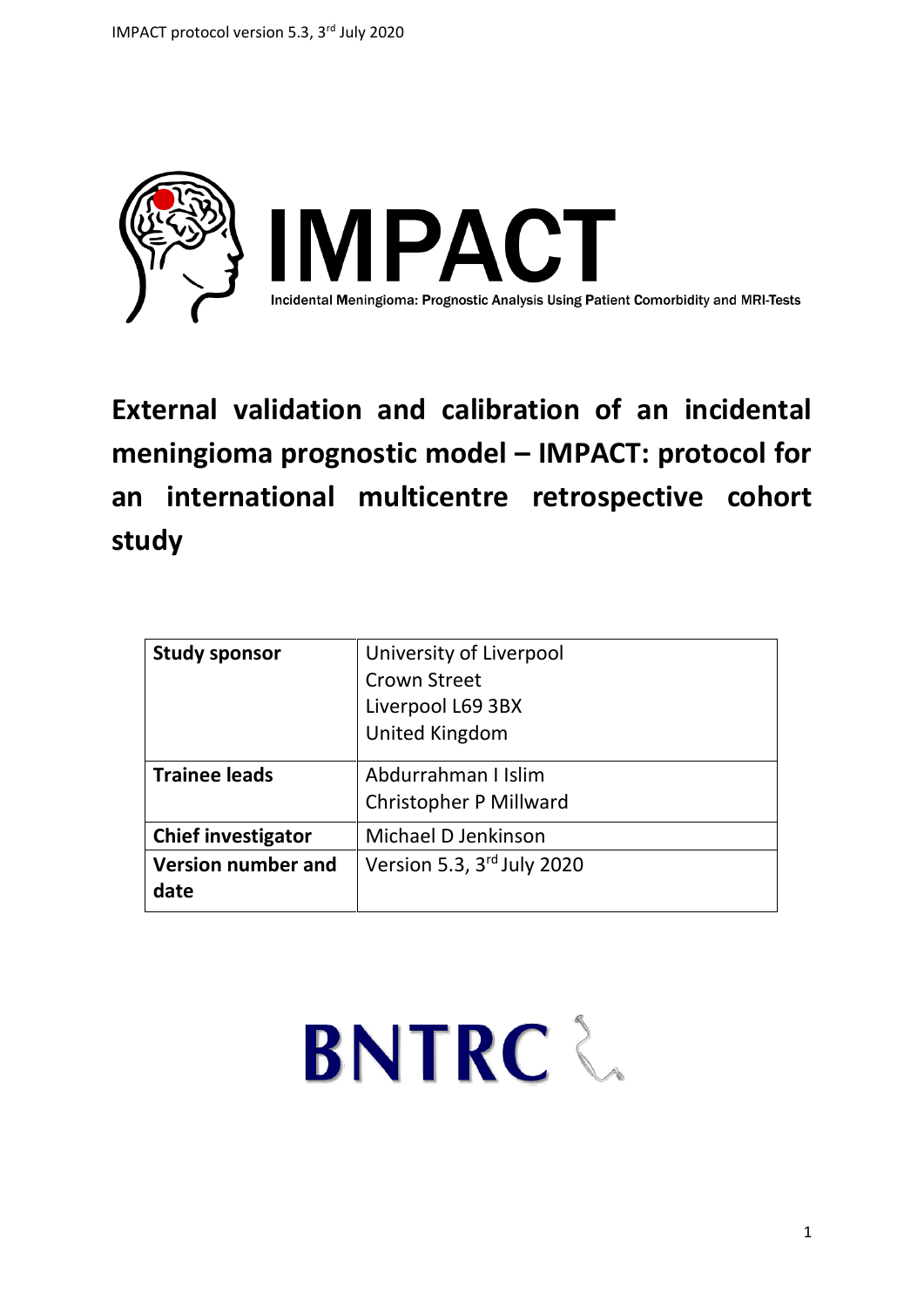# IMPACT

Incidental Meningioma: Prognostic Analysis Using Patient Comorbidity and MRI-Tests

# External validation and calibration of an incidental meningioma prognostic model – IMPACT: protocol for an international multicentre retrospective cohort study

| **Study sponsor** | University of Liverpool<br>Crown Street<br>Liverpool L69 3BX<br>United Kingdom |
|---|---|
| **Trainee leads** | Abdurrahman I Islim<br>Christopher P Millward |
| **Chief investigator** | Michael D Jenkinson |
| **Version number and date** | Version 5.3, 3rd July 2020 |

BNTRC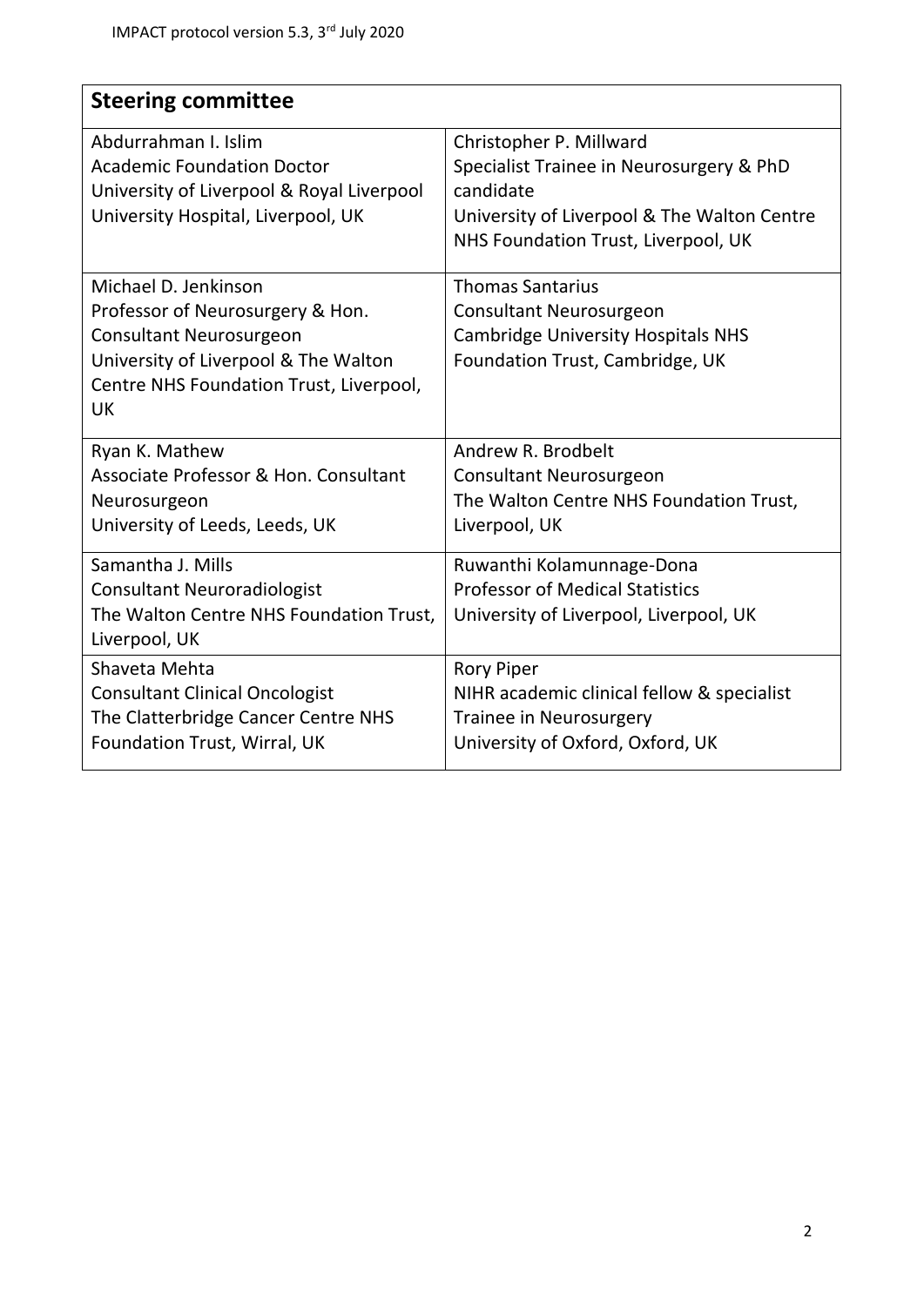## Steering committee

| | |
|---|---|
| Abdurrahman I. Islim<br>Academic Foundation Doctor<br>University of Liverpool & Royal Liverpool University Hospital, Liverpool, UK | Christopher P. Millward<br>Specialist Trainee in Neurosurgery & PhD candidate<br>University of Liverpool & The Walton Centre NHS Foundation Trust, Liverpool, UK |
| Michael D. Jenkinson<br>Professor of Neurosurgery & Hon. Consultant Neurosurgeon<br>University of Liverpool & The Walton Centre NHS Foundation Trust, Liverpool, UK | Thomas Santarius<br>Consultant Neurosurgeon<br>Cambridge University Hospitals NHS Foundation Trust, Cambridge, UK |
| Ryan K. Mathew<br>Associate Professor & Hon. Consultant Neurosurgeon<br>University of Leeds, Leeds, UK | Andrew R. Brodbelt<br>Consultant Neurosurgeon<br>The Walton Centre NHS Foundation Trust, Liverpool, UK |
| Samantha J. Mills<br>Consultant Neuroradiologist<br>The Walton Centre NHS Foundation Trust, Liverpool, UK | Ruwanthi Kolamunnage-Dona<br>Professor of Medical Statistics<br>University of Liverpool, Liverpool, UK |
| Shaveta Mehta<br>Consultant Clinical Oncologist<br>The Clatterbridge Cancer Centre NHS Foundation Trust, Wirral, UK | Rory Piper<br>NIHR academic clinical fellow & specialist Trainee in Neurosurgery<br>University of Oxford, Oxford, UK |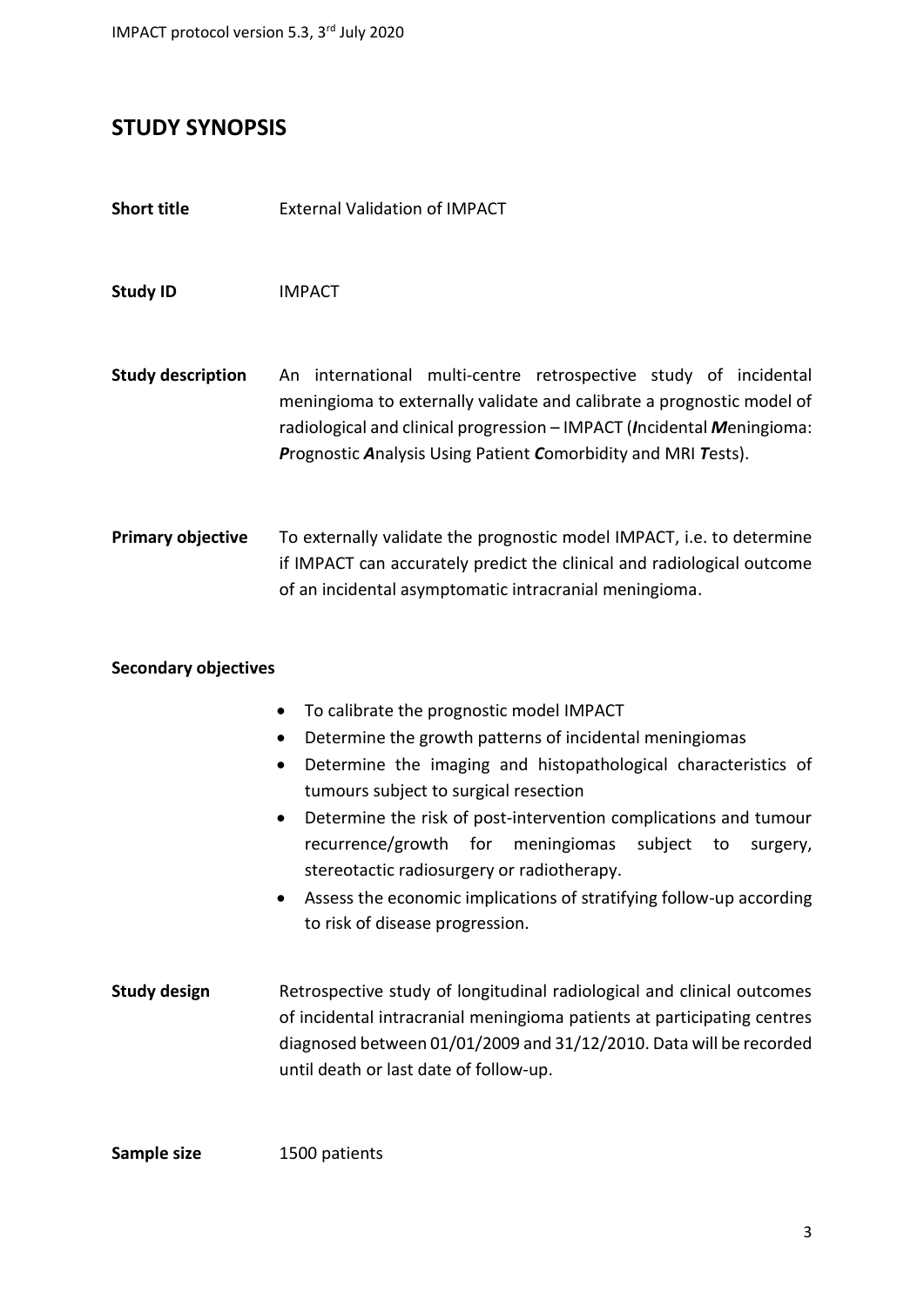## STUDY SYNOPSIS

**Short title** External Validation of IMPACT

**Study ID** IMPACT

**Study description** An international multi-centre retrospective study of incidental meningioma to externally validate and calibrate a prognostic model of radiological and clinical progression – IMPACT (***I***ncidental ***M***eningioma: ***P***rognostic ***A***nalysis Using Patient ***C***omorbidity and MRI ***T***ests).

**Primary objective** To externally validate the prognostic model IMPACT, i.e. to determine if IMPACT can accurately predict the clinical and radiological outcome of an incidental asymptomatic intracranial meningioma.

**Secondary objectives**

- To calibrate the prognostic model IMPACT
- Determine the growth patterns of incidental meningiomas
- Determine the imaging and histopathological characteristics of tumours subject to surgical resection
- Determine the risk of post-intervention complications and tumour recurrence/growth for meningiomas subject to surgery, stereotactic radiosurgery or radiotherapy.
- Assess the economic implications of stratifying follow-up according to risk of disease progression.

**Study design** Retrospective study of longitudinal radiological and clinical outcomes of incidental intracranial meningioma patients at participating centres diagnosed between 01/01/2009 and 31/12/2010. Data will be recorded until death or last date of follow-up.

**Sample size** 1500 patients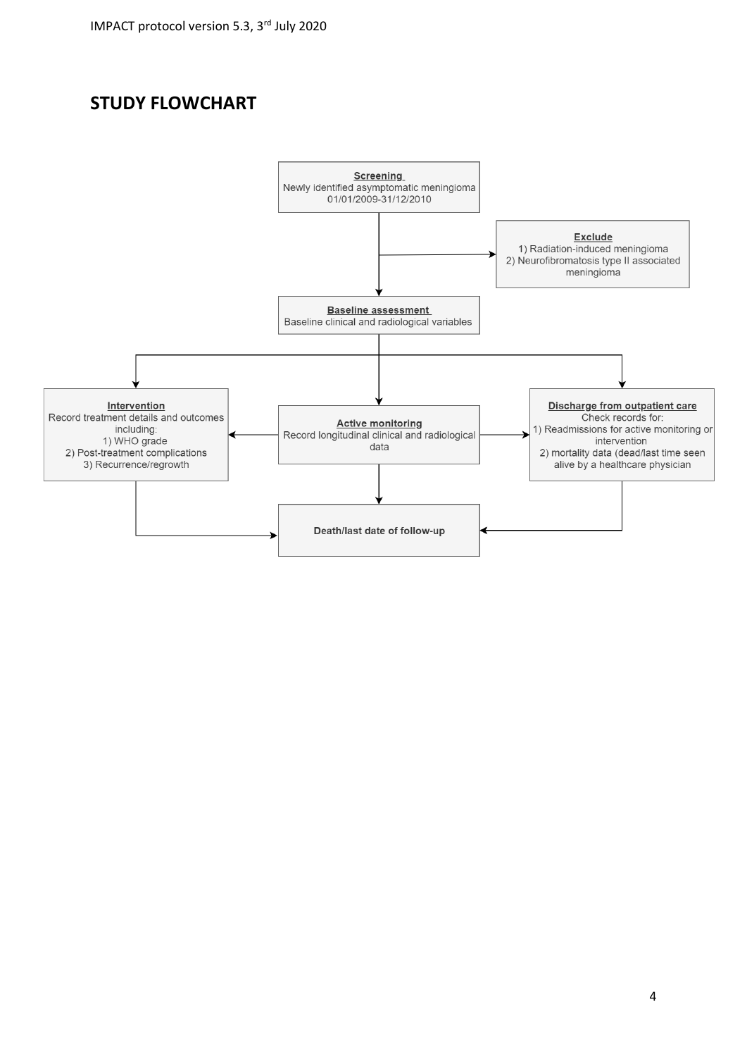## STUDY FLOWCHART

**Screening**
Newly identified asymptomatic meningioma
01/01/2009-31/12/2010

**Exclude**
1) Radiation-induced meningioma
2) Neurofibromatosis type II associated meningioma

**Baseline assessment**
Baseline clinical and radiological variables

**Intervention**
Record treatment details and outcomes including:
1) WHO grade
2) Post-treatment complications
3) Recurrence/regrowth

**Active monitoring**
Record longitudinal clinical and radiological data

**Discharge from outpatient care**
Check records for:
1) Readmissions for active monitoring or intervention
2) mortality data (dead/last time seen alive by a healthcare physician

**Death/last date of follow-up**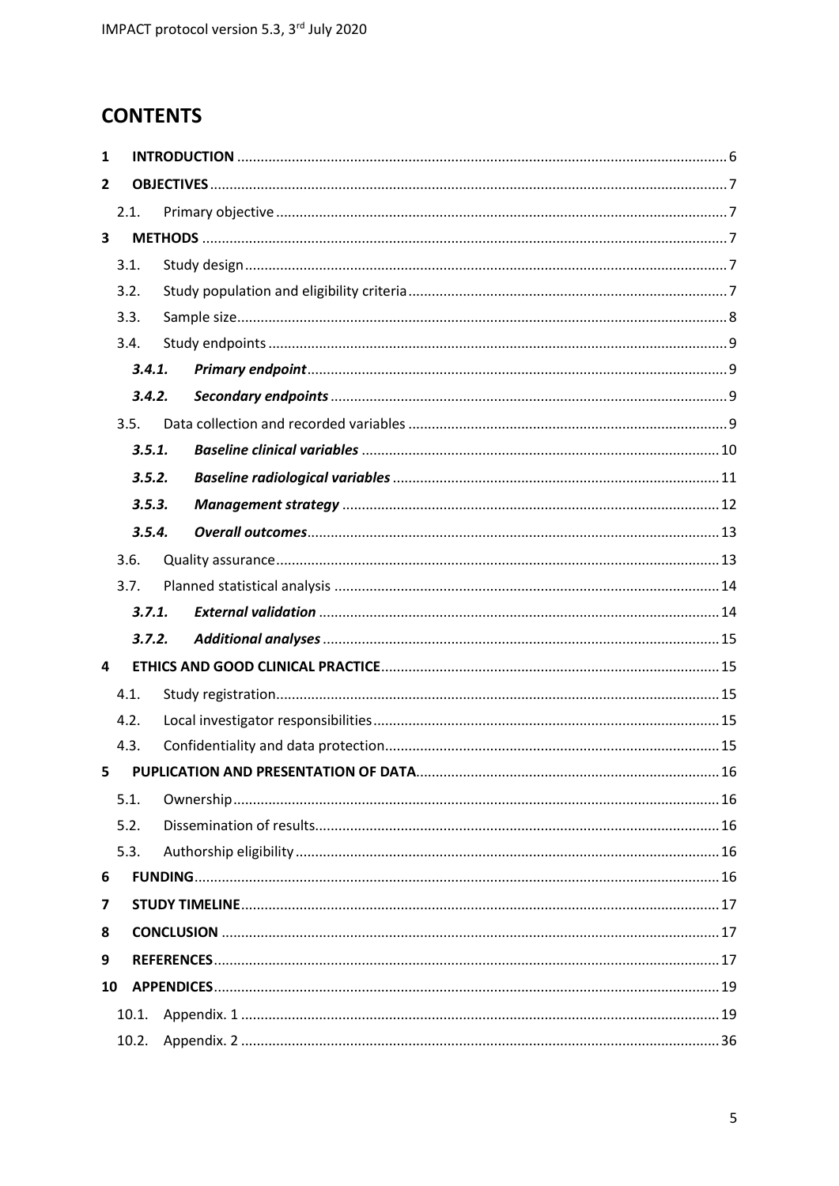## CONTENTS

1 **INTRODUCTION** .......... 6

2 **OBJECTIVES** .......... 7

- 2.1. Primary objective .......... 7

3 **METHODS** .......... 7

- 3.1. Study design .......... 7
- 3.2. Study population and eligibility criteria .......... 7
- 3.3. Sample size .......... 8
- 3.4. Study endpoints .......... 9
  - ***3.4.1. Primary endpoint*** .......... 9
  - ***3.4.2. Secondary endpoints*** .......... 9
- 3.5. Data collection and recorded variables .......... 9
  - ***3.5.1. Baseline clinical variables*** .......... 10
  - ***3.5.2. Baseline radiological variables*** .......... 11
  - ***3.5.3. Management strategy*** .......... 12
  - ***3.5.4. Overall outcomes*** .......... 13
- 3.6. Quality assurance .......... 13
- 3.7. Planned statistical analysis .......... 14
  - ***3.7.1. External validation*** .......... 14
  - ***3.7.2. Additional analyses*** .......... 15

4 **ETHICS AND GOOD CLINICAL PRACTICE** .......... 15

- 4.1. Study registration .......... 15
- 4.2. Local investigator responsibilities .......... 15
- 4.3. Confidentiality and data protection .......... 15

5 **PUPLICATION AND PRESENTATION OF DATA** .......... 16

- 5.1. Ownership .......... 16
- 5.2. Dissemination of results .......... 16
- 5.3. Authorship eligibility .......... 16

6 **FUNDING** .......... 16

7 **STUDY TIMELINE** .......... 17

8 **CONCLUSION** .......... 17

9 **REFERENCES** .......... 17

10 **APPENDICES** .......... 19

- 10.1. Appendix. 1 .......... 19
- 10.2. Appendix. 2 .......... 36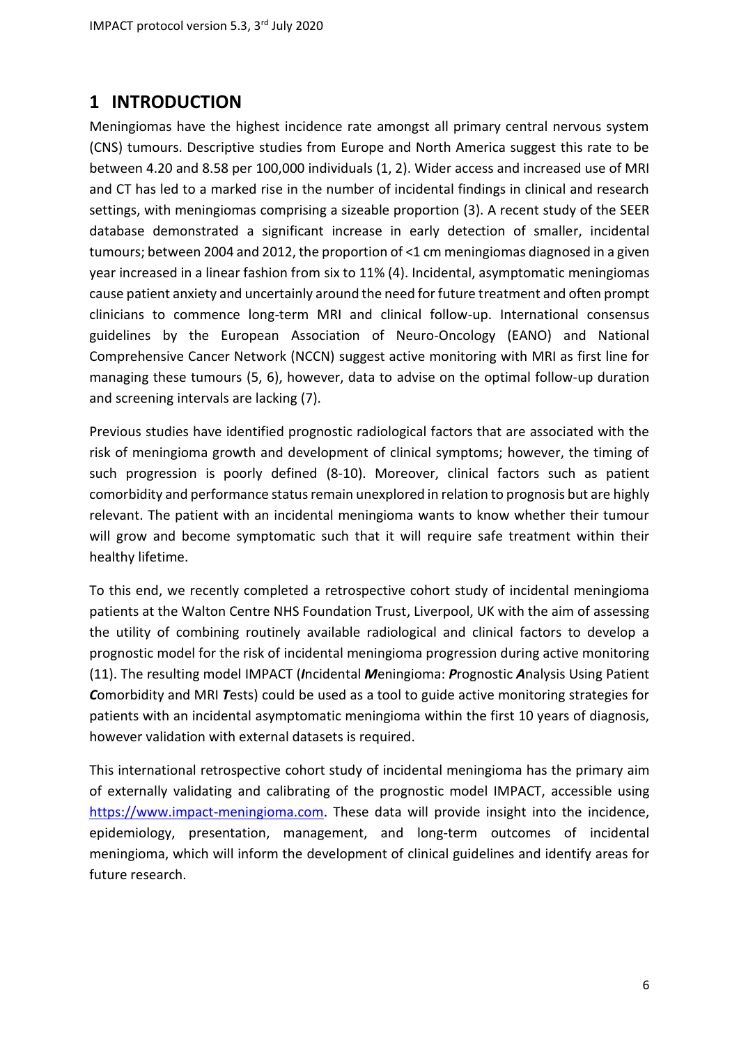# 1 INTRODUCTION

Meningiomas have the highest incidence rate amongst all primary central nervous system (CNS) tumours. Descriptive studies from Europe and North America suggest this rate to be between 4.20 and 8.58 per 100,000 individuals (1, 2). Wider access and increased use of MRI and CT has led to a marked rise in the number of incidental findings in clinical and research settings, with meningiomas comprising a sizeable proportion (3). A recent study of the SEER database demonstrated a significant increase in early detection of smaller, incidental tumours; between 2004 and 2012, the proportion of <1 cm meningiomas diagnosed in a given year increased in a linear fashion from six to 11% (4). Incidental, asymptomatic meningiomas cause patient anxiety and uncertainly around the need for future treatment and often prompt clinicians to commence long-term MRI and clinical follow-up. International consensus guidelines by the European Association of Neuro-Oncology (EANO) and National Comprehensive Cancer Network (NCCN) suggest active monitoring with MRI as first line for managing these tumours (5, 6), however, data to advise on the optimal follow-up duration and screening intervals are lacking (7).

Previous studies have identified prognostic radiological factors that are associated with the risk of meningioma growth and development of clinical symptoms; however, the timing of such progression is poorly defined (8-10). Moreover, clinical factors such as patient comorbidity and performance status remain unexplored in relation to prognosis but are highly relevant. The patient with an incidental meningioma wants to know whether their tumour will grow and become symptomatic such that it will require safe treatment within their healthy lifetime.

To this end, we recently completed a retrospective cohort study of incidental meningioma patients at the Walton Centre NHS Foundation Trust, Liverpool, UK with the aim of assessing the utility of combining routinely available radiological and clinical factors to develop a prognostic model for the risk of incidental meningioma progression during active monitoring (11). The resulting model IMPACT (***I***ncidental ***M***eningioma: ***P***rognostic ***A***nalysis Using Patient ***C***omorbidity and MRI ***T***ests) could be used as a tool to guide active monitoring strategies for patients with an incidental asymptomatic meningioma within the first 10 years of diagnosis, however validation with external datasets is required.

This international retrospective cohort study of incidental meningioma has the primary aim of externally validating and calibrating of the prognostic model IMPACT, accessible using https://www.impact-meningioma.com. These data will provide insight into the incidence, epidemiology, presentation, management, and long-term outcomes of incidental meningioma, which will inform the development of clinical guidelines and identify areas for future research.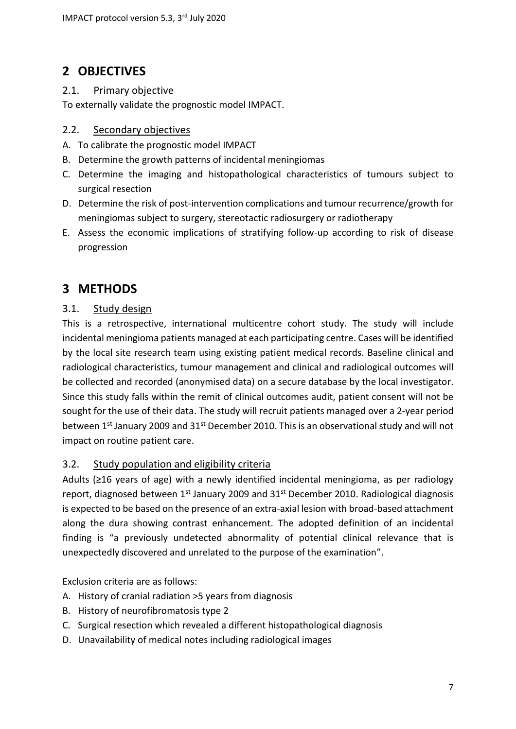# 2 OBJECTIVES

## 2.1. Primary objective

To externally validate the prognostic model IMPACT.

## 2.2. Secondary objectives

A. To calibrate the prognostic model IMPACT
B. Determine the growth patterns of incidental meningiomas
C. Determine the imaging and histopathological characteristics of tumours subject to surgical resection
D. Determine the risk of post-intervention complications and tumour recurrence/growth for meningiomas subject to surgery, stereotactic radiosurgery or radiotherapy
E. Assess the economic implications of stratifying follow-up according to risk of disease progression

# 3 METHODS

## 3.1. Study design

This is a retrospective, international multicentre cohort study. The study will include incidental meningioma patients managed at each participating centre. Cases will be identified by the local site research team using existing patient medical records. Baseline clinical and radiological characteristics, tumour management and clinical and radiological outcomes will be collected and recorded (anonymised data) on a secure database by the local investigator. Since this study falls within the remit of clinical outcomes audit, patient consent will not be sought for the use of their data. The study will recruit patients managed over a 2-year period between 1st January 2009 and 31st December 2010. This is an observational study and will not impact on routine patient care.

## 3.2. Study population and eligibility criteria

Adults (≥16 years of age) with a newly identified incidental meningioma, as per radiology report, diagnosed between 1st January 2009 and 31st December 2010. Radiological diagnosis is expected to be based on the presence of an extra-axial lesion with broad-based attachment along the dura showing contrast enhancement. The adopted definition of an incidental finding is "a previously undetected abnormality of potential clinical relevance that is unexpectedly discovered and unrelated to the purpose of the examination".

Exclusion criteria are as follows:

A. History of cranial radiation >5 years from diagnosis
B. History of neurofibromatosis type 2
C. Surgical resection which revealed a different histopathological diagnosis
D. Unavailability of medical notes including radiological images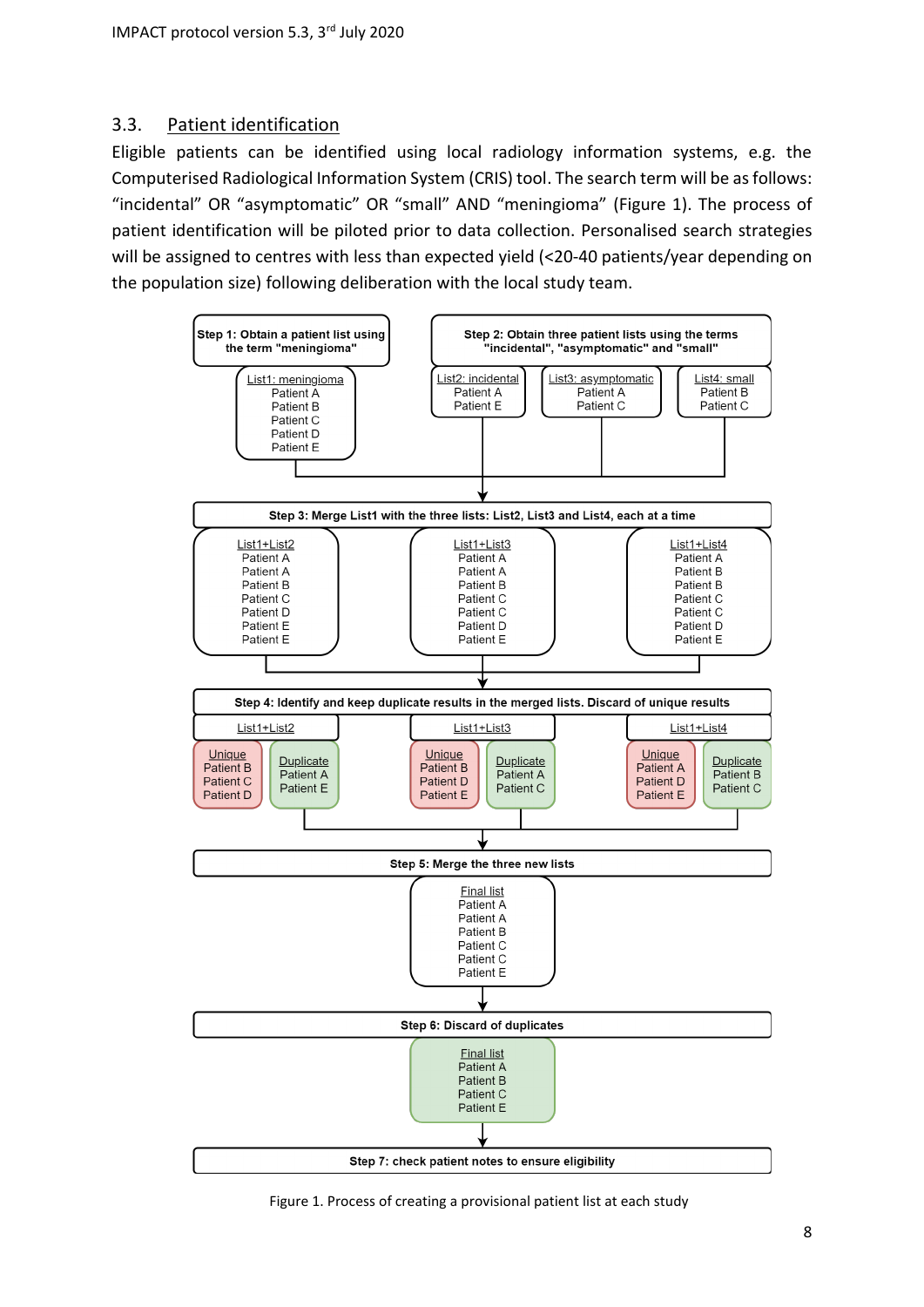## 3.3. Patient identification

Eligible patients can be identified using local radiology information systems, e.g. the Computerised Radiological Information System (CRIS) tool. The search term will be as follows: "incidental" OR "asymptomatic" OR "small" AND "meningioma" (Figure 1). The process of patient identification will be piloted prior to data collection. Personalised search strategies will be assigned to centres with less than expected yield (<20-40 patients/year depending on the population size) following deliberation with the local study team.

**Step 1: Obtain a patient list using the term "meningioma"**

List1: meningioma
- Patient A
- Patient B
- Patient C
- Patient D
- Patient E

**Step 2: Obtain three patient lists using the terms "incidental", "asymptomatic" and "small"**

| List2: incidental | List3: asymptomatic | List4: small |
|---|---|---|
| Patient A | Patient A | Patient B |
| Patient E | Patient C | Patient C |

**Step 3: Merge List1 with the three lists: List2, List3 and List4, each at a time**

| List1+List2 | List1+List3 | List1+List4 |
|---|---|---|
| Patient A | Patient A | Patient A |
| Patient A | Patient A | Patient B |
| Patient B | Patient B | Patient B |
| Patient C | Patient C | Patient C |
| Patient D | Patient C | Patient C |
| Patient E | Patient D | Patient D |
| Patient E | Patient E | Patient E |

**Step 4: Identify and keep duplicate results in the merged lists. Discard of unique results**

| List1+List2 | | List1+List3 | | List1+List4 | |
|---|---|---|---|---|---|
| Unique | Duplicate | Unique | Duplicate | Unique | Duplicate |
| Patient B | Patient A | Patient B | Patient A | Patient A | Patient B |
| Patient C | Patient E | Patient D | Patient C | Patient D | Patient C |
| Patient D | | Patient E | | Patient E | |

**Step 5: Merge the three new lists**

Final list
- Patient A
- Patient A
- Patient B
- Patient C
- Patient C
- Patient E

**Step 6: Discard of duplicates**

Final list
- Patient A
- Patient B
- Patient C
- Patient E

**Step 7: check patient notes to ensure eligibility**

Figure 1. Process of creating a provisional patient list at each study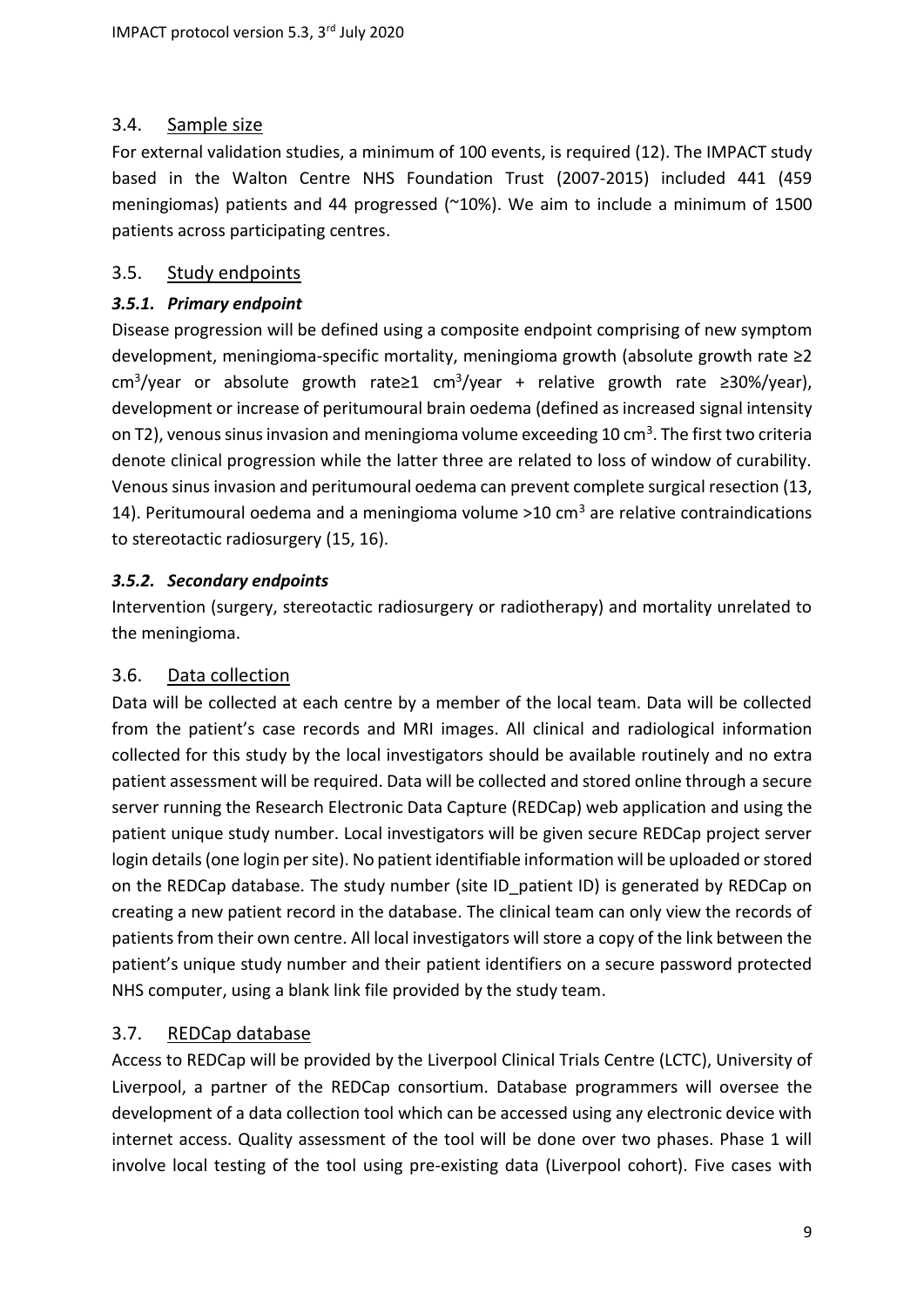## 3.4. Sample size

For external validation studies, a minimum of 100 events, is required (12). The IMPACT study based in the Walton Centre NHS Foundation Trust (2007-2015) included 441 (459 meningiomas) patients and 44 progressed (~10%). We aim to include a minimum of 1500 patients across participating centres.

## 3.5. Study endpoints

### *3.5.1. Primary endpoint*

Disease progression will be defined using a composite endpoint comprising of new symptom development, meningioma-specific mortality, meningioma growth (absolute growth rate ≥2 $cm^3$/year or absolute growth rate≥1 $cm^3$/year + relative growth rate ≥30%/year), development or increase of peritumoural brain oedema (defined as increased signal intensity on T2), venous sinus invasion and meningioma volume exceeding 10 $cm^3$. The first two criteria denote clinical progression while the latter three are related to loss of window of curability. Venous sinus invasion and peritumoural oedema can prevent complete surgical resection (13, 14). Peritumoural oedema and a meningioma volume >10 $cm^3$ are relative contraindications to stereotactic radiosurgery (15, 16).

### *3.5.2. Secondary endpoints*

Intervention (surgery, stereotactic radiosurgery or radiotherapy) and mortality unrelated to the meningioma.

## 3.6. Data collection

Data will be collected at each centre by a member of the local team. Data will be collected from the patient's case records and MRI images. All clinical and radiological information collected for this study by the local investigators should be available routinely and no extra patient assessment will be required. Data will be collected and stored online through a secure server running the Research Electronic Data Capture (REDCap) web application and using the patient unique study number. Local investigators will be given secure REDCap project server login details (one login per site). No patient identifiable information will be uploaded or stored on the REDCap database. The study number (site ID_patient ID) is generated by REDCap on creating a new patient record in the database. The clinical team can only view the records of patients from their own centre. All local investigators will store a copy of the link between the patient's unique study number and their patient identifiers on a secure password protected NHS computer, using a blank link file provided by the study team.

## 3.7. REDCap database

Access to REDCap will be provided by the Liverpool Clinical Trials Centre (LCTC), University of Liverpool, a partner of the REDCap consortium. Database programmers will oversee the development of a data collection tool which can be accessed using any electronic device with internet access. Quality assessment of the tool will be done over two phases. Phase 1 will involve local testing of the tool using pre-existing data (Liverpool cohort). Five cases with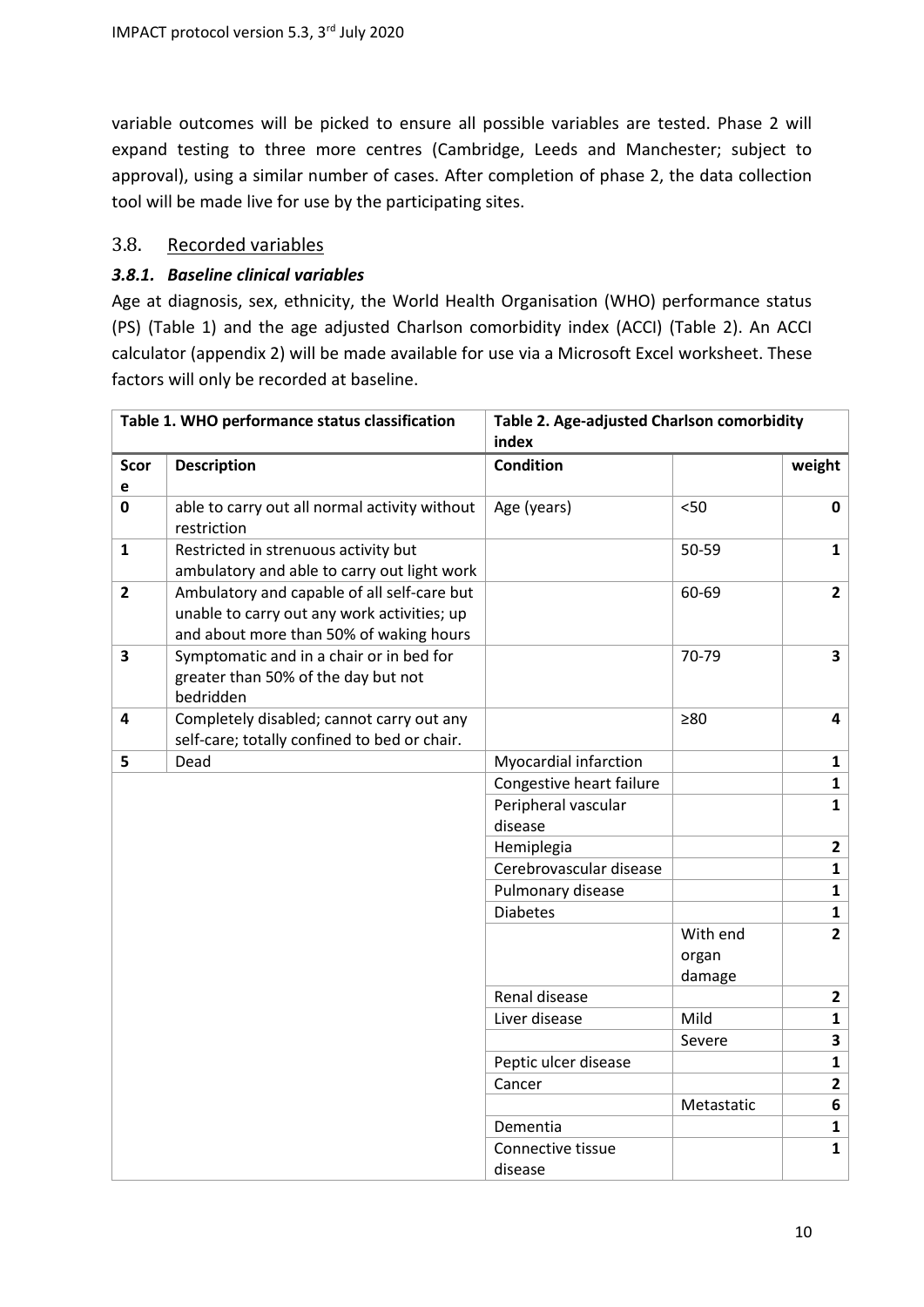variable outcomes will be picked to ensure all possible variables are tested. Phase 2 will expand testing to three more centres (Cambridge, Leeds and Manchester; subject to approval), using a similar number of cases. After completion of phase 2, the data collection tool will be made live for use by the participating sites.

## 3.8. Recorded variables

### *3.8.1. Baseline clinical variables*

Age at diagnosis, sex, ethnicity, the World Health Organisation (WHO) performance status (PS) (Table 1) and the age adjusted Charlson comorbidity index (ACCI) (Table 2). An ACCI calculator (appendix 2) will be made available for use via a Microsoft Excel worksheet. These factors will only be recorded at baseline.

| **Table 1. WHO performance status classification** | | **Table 2. Age-adjusted Charlson comorbidity index** | | |
|---|---|---|---|---|
| **Score** | **Description** | **Condition** | | **weight** |
| **0** | able to carry out all normal activity without restriction | Age (years) | <50 | **0** |
| **1** | Restricted in strenuous activity but ambulatory and able to carry out light work | | 50-59 | **1** |
| **2** | Ambulatory and capable of all self-care but unable to carry out any work activities; up and about more than 50% of waking hours | | 60-69 | **2** |
| **3** | Symptomatic and in a chair or in bed for greater than 50% of the day but not bedridden | | 70-79 | **3** |
| **4** | Completely disabled; cannot carry out any self-care; totally confined to bed or chair. | | ≥80 | **4** |
| **5** | Dead | Myocardial infarction | | **1** |
| | | Congestive heart failure | | **1** |
| | | Peripheral vascular disease | | **1** |
| | | Hemiplegia | | **2** |
| | | Cerebrovascular disease | | **1** |
| | | Pulmonary disease | | **1** |
| | | Diabetes | | **1** |
| | | | With end organ damage | **2** |
| | | Renal disease | | **2** |
| | | Liver disease | Mild | **1** |
| | | | Severe | **3** |
| | | Peptic ulcer disease | | **1** |
| | | Cancer | | **2** |
| | | | Metastatic | **6** |
| | | Dementia | | **1** |
| | | Connective tissue disease | | **1** |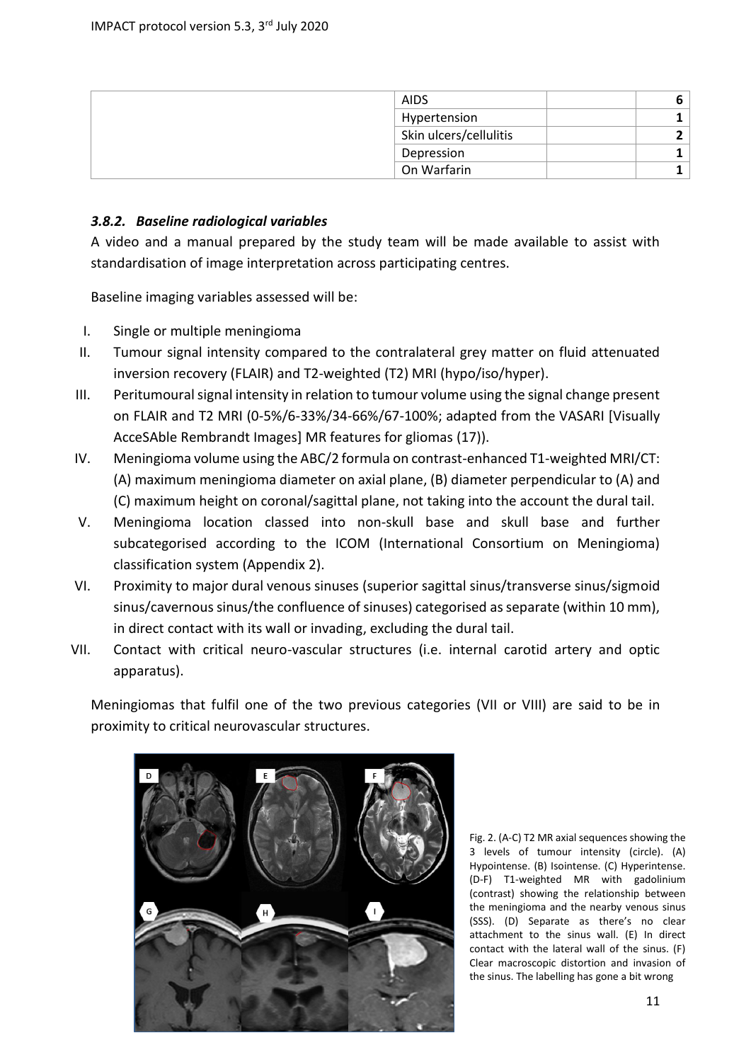| | AIDS | | 6 |
|---|---|---|---|
| | Hypertension | | 1 |
| | Skin ulcers/cellulitis | | 2 |
| | Depression | | 1 |
| | On Warfarin | | 1 |

### *3.8.2. Baseline radiological variables*

A video and a manual prepared by the study team will be made available to assist with standardisation of image interpretation across participating centres.

Baseline imaging variables assessed will be:

I. Single or multiple meningioma
II. Tumour signal intensity compared to the contralateral grey matter on fluid attenuated inversion recovery (FLAIR) and T2-weighted (T2) MRI (hypo/iso/hyper).
III. Peritumoural signal intensity in relation to tumour volume using the signal change present on FLAIR and T2 MRI (0-5%/6-33%/34-66%/67-100%; adapted from the VASARI [Visually AcceSAble Rembrandt Images] MR features for gliomas (17)).
IV. Meningioma volume using the ABC/2 formula on contrast-enhanced T1-weighted MRI/CT: (A) maximum meningioma diameter on axial plane, (B) diameter perpendicular to (A) and (C) maximum height on coronal/sagittal plane, not taking into the account the dural tail.
V. Meningioma location classed into non-skull base and skull base and further subcategorised according to the ICOM (International Consortium on Meningioma) classification system (Appendix 2).
VI. Proximity to major dural venous sinuses (superior sagittal sinus/transverse sinus/sigmoid sinus/cavernous sinus/the confluence of sinuses) categorised as separate (within 10 mm), in direct contact with its wall or invading, excluding the dural tail.
VII. Contact with critical neuro-vascular structures (i.e. internal carotid artery and optic apparatus).

Meningiomas that fulfil one of the two previous categories (VII or VIII) are said to be in proximity to critical neurovascular structures.

Fig. 2. (A-C) T2 MR axial sequences showing the 3 levels of tumour intensity (circle). (A) Hypointense. (B) Isointense. (C) Hyperintense. (D-F) T1-weighted MR with gadolinium (contrast) showing the relationship between the meningioma and the nearby venous sinus (SSS). (D) Separate as there's no clear attachment to the sinus wall. (E) In direct contact with the lateral wall of the sinus. (F) Clear macroscopic distortion and invasion of the sinus. The labelling has gone a bit wrong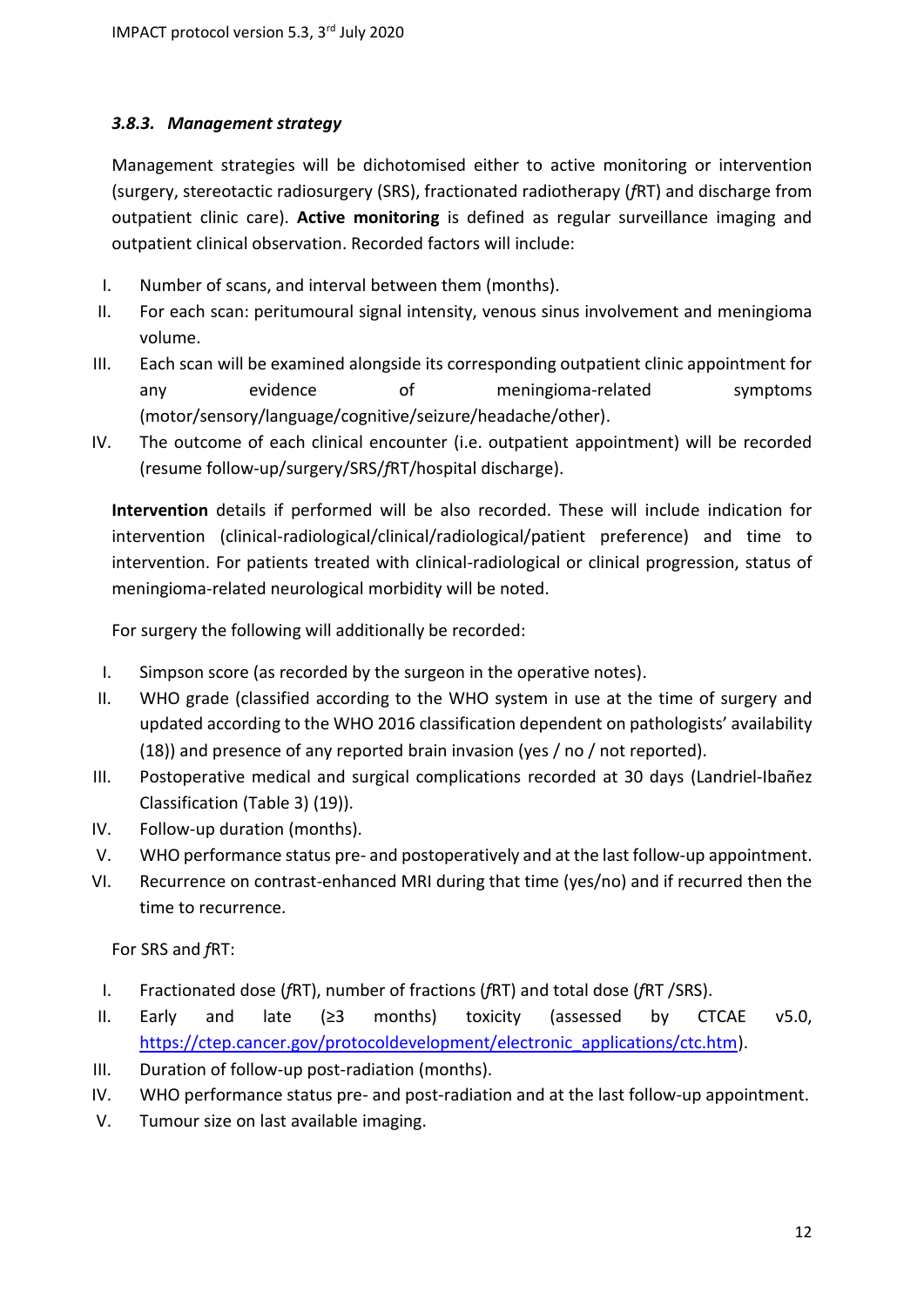### *3.8.3. Management strategy*

Management strategies will be dichotomised either to active monitoring or intervention (surgery, stereotactic radiosurgery (SRS), fractionated radiotherapy (*f*RT) and discharge from outpatient clinic care). **Active monitoring** is defined as regular surveillance imaging and outpatient clinical observation. Recorded factors will include:

I. Number of scans, and interval between them (months).
II. For each scan: peritumoural signal intensity, venous sinus involvement and meningioma volume.
III. Each scan will be examined alongside its corresponding outpatient clinic appointment for any evidence of meningioma-related symptoms (motor/sensory/language/cognitive/seizure/headache/other).
IV. The outcome of each clinical encounter (i.e. outpatient appointment) will be recorded (resume follow-up/surgery/SRS/*f*RT/hospital discharge).

**Intervention** details if performed will be also recorded. These will include indication for intervention (clinical-radiological/clinical/radiological/patient preference) and time to intervention. For patients treated with clinical-radiological or clinical progression, status of meningioma-related neurological morbidity will be noted.

For surgery the following will additionally be recorded:

I. Simpson score (as recorded by the surgeon in the operative notes).
II. WHO grade (classified according to the WHO system in use at the time of surgery and updated according to the WHO 2016 classification dependent on pathologists' availability (18)) and presence of any reported brain invasion (yes / no / not reported).
III. Postoperative medical and surgical complications recorded at 30 days (Landriel-Ibañez Classification (Table 3) (19)).
IV. Follow-up duration (months).
V. WHO performance status pre- and postoperatively and at the last follow-up appointment.
VI. Recurrence on contrast-enhanced MRI during that time (yes/no) and if recurred then the time to recurrence.

For SRS and *f*RT:

I. Fractionated dose (*f*RT), number of fractions (*f*RT) and total dose (*f*RT /SRS).
II. Early and late (≥3 months) toxicity (assessed by CTCAE v5.0, https://ctep.cancer.gov/protocoldevelopment/electronic_applications/ctc.htm).
III. Duration of follow-up post-radiation (months).
IV. WHO performance status pre- and post-radiation and at the last follow-up appointment.
V. Tumour size on last available imaging.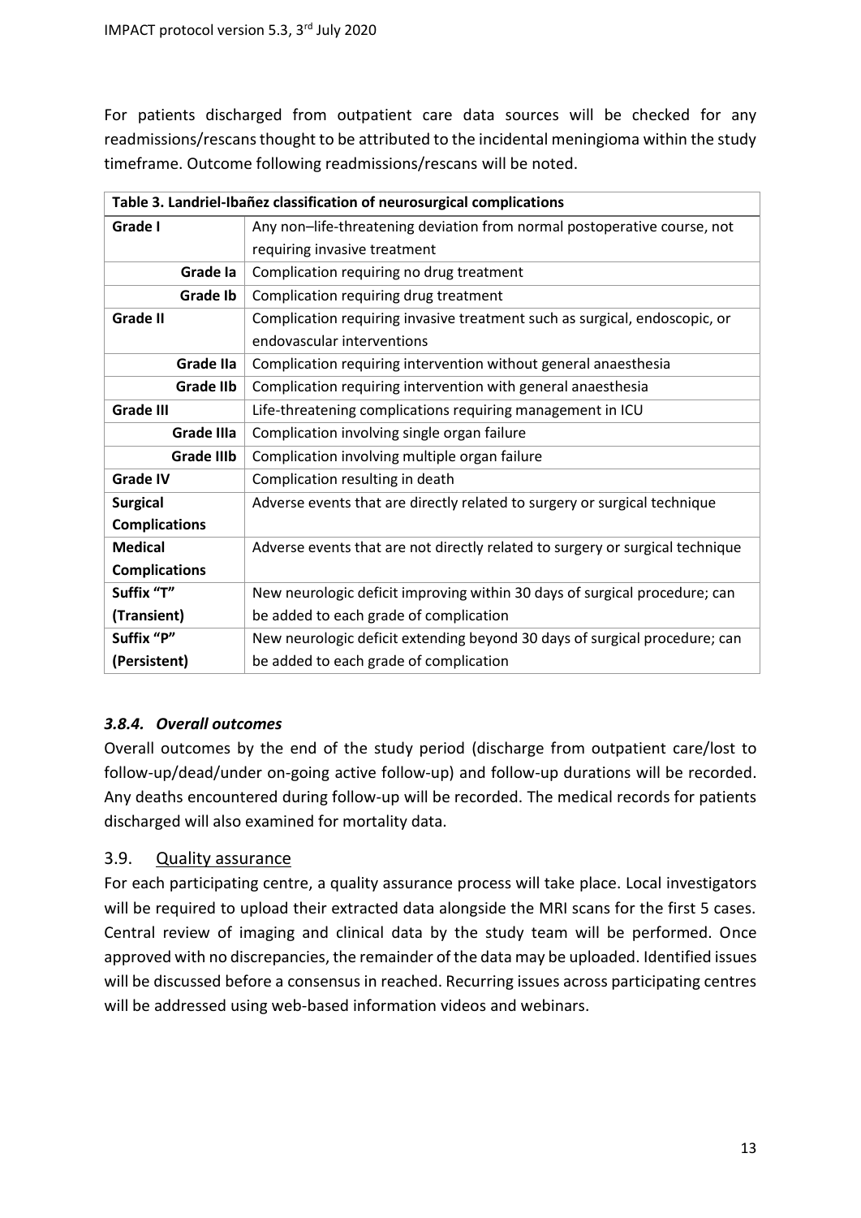For patients discharged from outpatient care data sources will be checked for any readmissions/rescans thought to be attributed to the incidental meningioma within the study timeframe. Outcome following readmissions/rescans will be noted.

| **Table 3. Landriel-Ibañez classification of neurosurgical complications** | |
|---|---|
| **Grade I** | Any non–life-threatening deviation from normal postoperative course, not requiring invasive treatment |
| **Grade Ia** | Complication requiring no drug treatment |
| **Grade Ib** | Complication requiring drug treatment |
| **Grade II** | Complication requiring invasive treatment such as surgical, endoscopic, or endovascular interventions |
| **Grade IIa** | Complication requiring intervention without general anaesthesia |
| **Grade IIb** | Complication requiring intervention with general anaesthesia |
| **Grade III** | Life-threatening complications requiring management in ICU |
| **Grade IIIa** | Complication involving single organ failure |
| **Grade IIIb** | Complication involving multiple organ failure |
| **Grade IV** | Complication resulting in death |
| **Surgical Complications** | Adverse events that are directly related to surgery or surgical technique |
| **Medical Complications** | Adverse events that are not directly related to surgery or surgical technique |
| **Suffix "T" (Transient)** | New neurologic deficit improving within 30 days of surgical procedure; can be added to each grade of complication |
| **Suffix "P" (Persistent)** | New neurologic deficit extending beyond 30 days of surgical procedure; can be added to each grade of complication |

### *3.8.4. Overall outcomes*

Overall outcomes by the end of the study period (discharge from outpatient care/lost to follow-up/dead/under on-going active follow-up) and follow-up durations will be recorded. Any deaths encountered during follow-up will be recorded. The medical records for patients discharged will also examined for mortality data.

## 3.9. Quality assurance

For each participating centre, a quality assurance process will take place. Local investigators will be required to upload their extracted data alongside the MRI scans for the first 5 cases. Central review of imaging and clinical data by the study team will be performed. Once approved with no discrepancies, the remainder of the data may be uploaded. Identified issues will be discussed before a consensus in reached. Recurring issues across participating centres will be addressed using web-based information videos and webinars.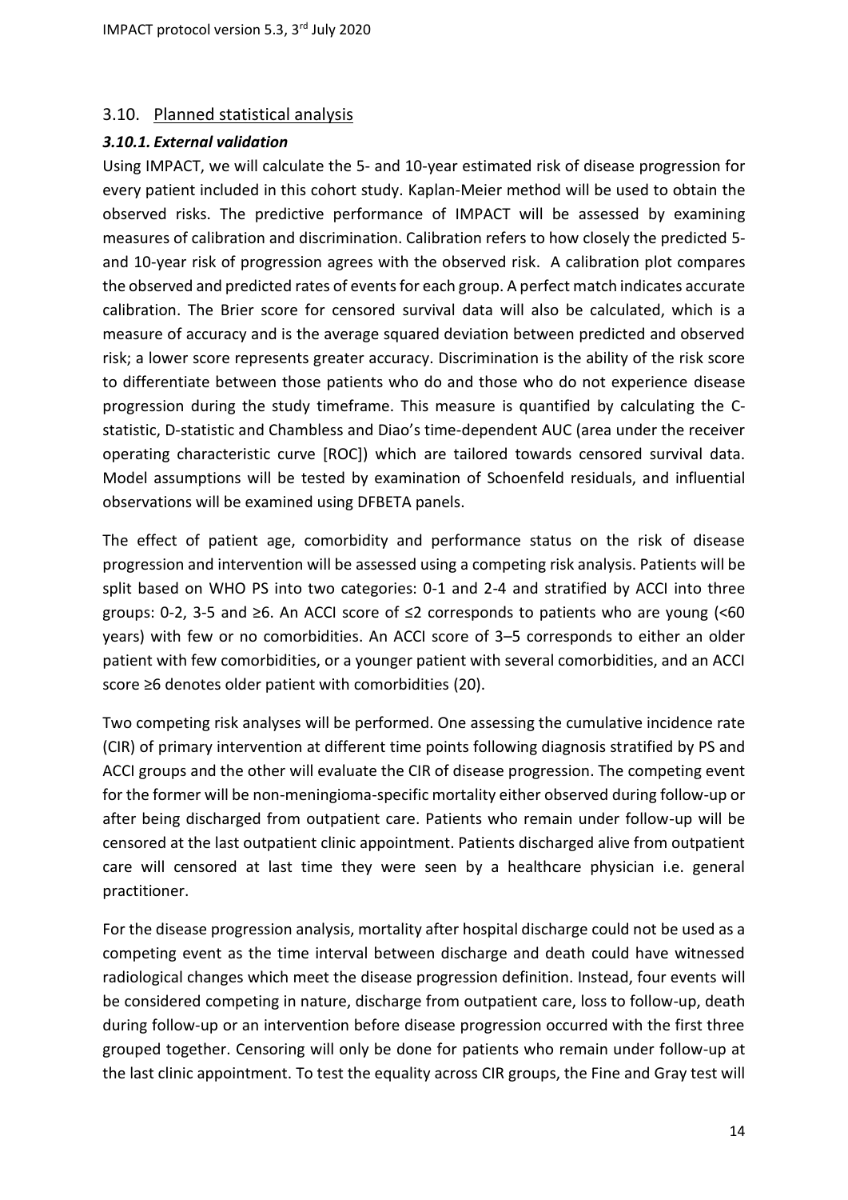## 3.10. Planned statistical analysis

### *3.10.1. External validation*

Using IMPACT, we will calculate the 5- and 10-year estimated risk of disease progression for every patient included in this cohort study. Kaplan-Meier method will be used to obtain the observed risks. The predictive performance of IMPACT will be assessed by examining measures of calibration and discrimination. Calibration refers to how closely the predicted 5- and 10-year risk of progression agrees with the observed risk. A calibration plot compares the observed and predicted rates of events for each group. A perfect match indicates accurate calibration. The Brier score for censored survival data will also be calculated, which is a measure of accuracy and is the average squared deviation between predicted and observed risk; a lower score represents greater accuracy. Discrimination is the ability of the risk score to differentiate between those patients who do and those who do not experience disease progression during the study timeframe. This measure is quantified by calculating the C-statistic, D-statistic and Chambless and Diao's time-dependent AUC (area under the receiver operating characteristic curve [ROC]) which are tailored towards censored survival data. Model assumptions will be tested by examination of Schoenfeld residuals, and influential observations will be examined using DFBETA panels.

The effect of patient age, comorbidity and performance status on the risk of disease progression and intervention will be assessed using a competing risk analysis. Patients will be split based on WHO PS into two categories: 0-1 and 2-4 and stratified by ACCI into three groups: 0-2, 3-5 and ≥6. An ACCI score of ≤2 corresponds to patients who are young (<60 years) with few or no comorbidities. An ACCI score of 3–5 corresponds to either an older patient with few comorbidities, or a younger patient with several comorbidities, and an ACCI score ≥6 denotes older patient with comorbidities (20).

Two competing risk analyses will be performed. One assessing the cumulative incidence rate (CIR) of primary intervention at different time points following diagnosis stratified by PS and ACCI groups and the other will evaluate the CIR of disease progression. The competing event for the former will be non-meningioma-specific mortality either observed during follow-up or after being discharged from outpatient care. Patients who remain under follow-up will be censored at the last outpatient clinic appointment. Patients discharged alive from outpatient care will censored at last time they were seen by a healthcare physician i.e. general practitioner.

For the disease progression analysis, mortality after hospital discharge could not be used as a competing event as the time interval between discharge and death could have witnessed radiological changes which meet the disease progression definition. Instead, four events will be considered competing in nature, discharge from outpatient care, loss to follow-up, death during follow-up or an intervention before disease progression occurred with the first three grouped together. Censoring will only be done for patients who remain under follow-up at the last clinic appointment. To test the equality across CIR groups, the Fine and Gray test will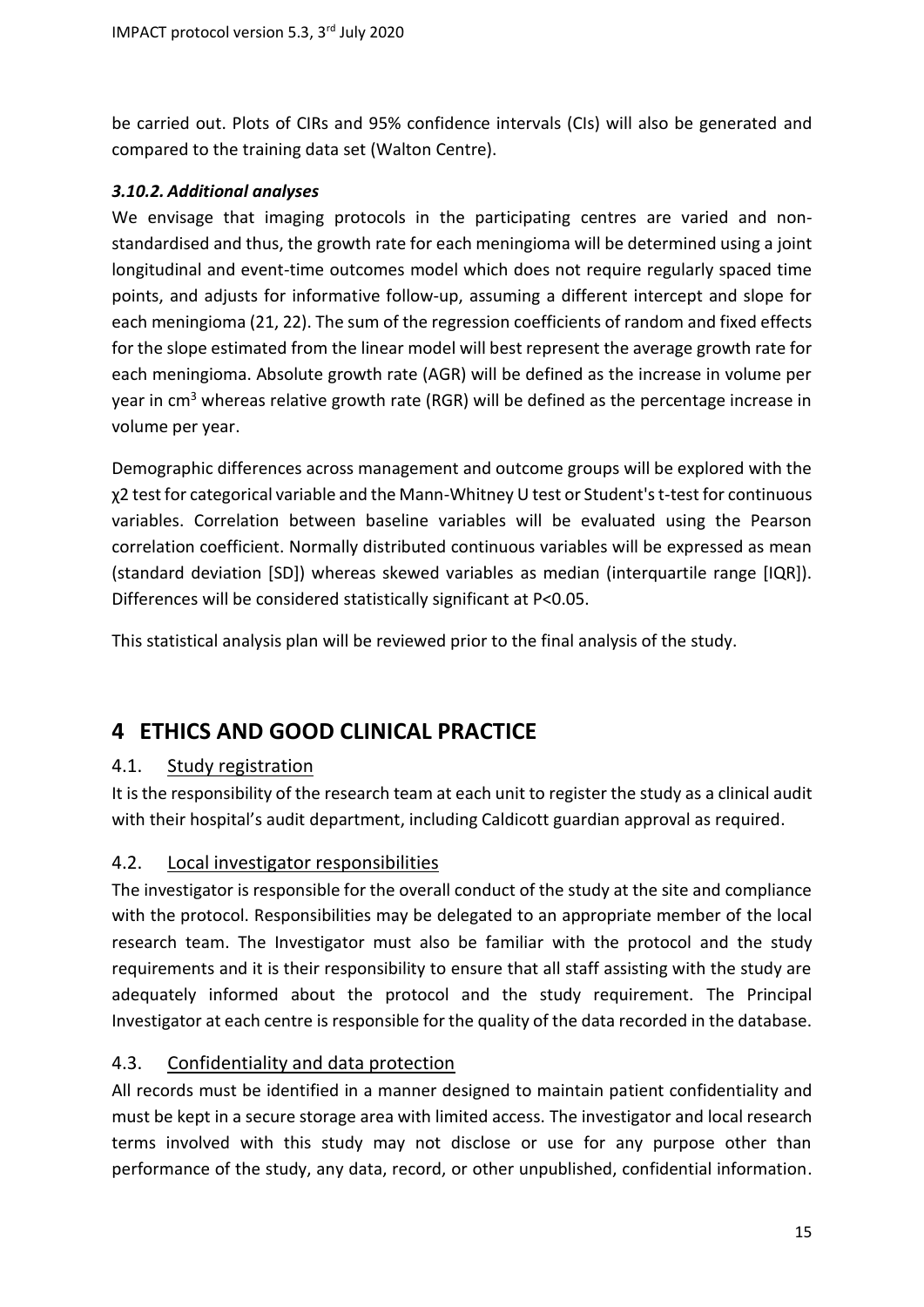be carried out. Plots of CIRs and 95% confidence intervals (CIs) will also be generated and compared to the training data set (Walton Centre).

### *3.10.2. Additional analyses*

We envisage that imaging protocols in the participating centres are varied and non-standardised and thus, the growth rate for each meningioma will be determined using a joint longitudinal and event-time outcomes model which does not require regularly spaced time points, and adjusts for informative follow-up, assuming a different intercept and slope for each meningioma (21, 22). The sum of the regression coefficients of random and fixed effects for the slope estimated from the linear model will best represent the average growth rate for each meningioma. Absolute growth rate (AGR) will be defined as the increase in volume per year in $cm^3$ whereas relative growth rate (RGR) will be defined as the percentage increase in volume per year.

Demographic differences across management and outcome groups will be explored with the $\chi 2$ test for categorical variable and the Mann-Whitney U test or Student's t-test for continuous variables. Correlation between baseline variables will be evaluated using the Pearson correlation coefficient. Normally distributed continuous variables will be expressed as mean (standard deviation [SD]) whereas skewed variables as median (interquartile range [IQR]). Differences will be considered statistically significant at $P<0.05$.

This statistical analysis plan will be reviewed prior to the final analysis of the study.

# 4 ETHICS AND GOOD CLINICAL PRACTICE

## 4.1. Study registration

It is the responsibility of the research team at each unit to register the study as a clinical audit with their hospital's audit department, including Caldicott guardian approval as required.

## 4.2. Local investigator responsibilities

The investigator is responsible for the overall conduct of the study at the site and compliance with the protocol. Responsibilities may be delegated to an appropriate member of the local research team. The Investigator must also be familiar with the protocol and the study requirements and it is their responsibility to ensure that all staff assisting with the study are adequately informed about the protocol and the study requirement. The Principal Investigator at each centre is responsible for the quality of the data recorded in the database.

## 4.3. Confidentiality and data protection

All records must be identified in a manner designed to maintain patient confidentiality and must be kept in a secure storage area with limited access. The investigator and local research terms involved with this study may not disclose or use for any purpose other than performance of the study, any data, record, or other unpublished, confidential information.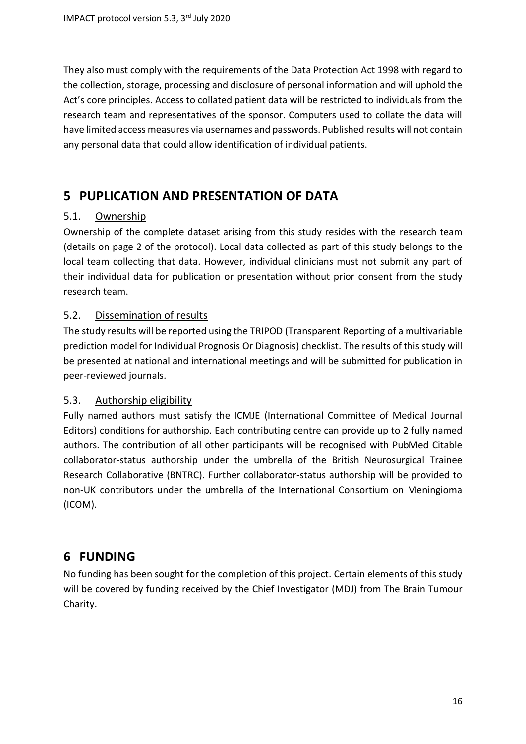They also must comply with the requirements of the Data Protection Act 1998 with regard to the collection, storage, processing and disclosure of personal information and will uphold the Act's core principles. Access to collated patient data will be restricted to individuals from the research team and representatives of the sponsor. Computers used to collate the data will have limited access measures via usernames and passwords. Published results will not contain any personal data that could allow identification of individual patients.

# 5 PUPLICATION AND PRESENTATION OF DATA

## 5.1. Ownership

Ownership of the complete dataset arising from this study resides with the research team (details on page 2 of the protocol). Local data collected as part of this study belongs to the local team collecting that data. However, individual clinicians must not submit any part of their individual data for publication or presentation without prior consent from the study research team.

## 5.2. Dissemination of results

The study results will be reported using the TRIPOD (Transparent Reporting of a multivariable prediction model for Individual Prognosis Or Diagnosis) checklist. The results of this study will be presented at national and international meetings and will be submitted for publication in peer-reviewed journals.

## 5.3. Authorship eligibility

Fully named authors must satisfy the ICMJE (International Committee of Medical Journal Editors) conditions for authorship. Each contributing centre can provide up to 2 fully named authors. The contribution of all other participants will be recognised with PubMed Citable collaborator-status authorship under the umbrella of the British Neurosurgical Trainee Research Collaborative (BNTRC). Further collaborator-status authorship will be provided to non-UK contributors under the umbrella of the International Consortium on Meningioma (ICOM).

# 6 FUNDING

No funding has been sought for the completion of this project. Certain elements of this study will be covered by funding received by the Chief Investigator (MDJ) from The Brain Tumour Charity.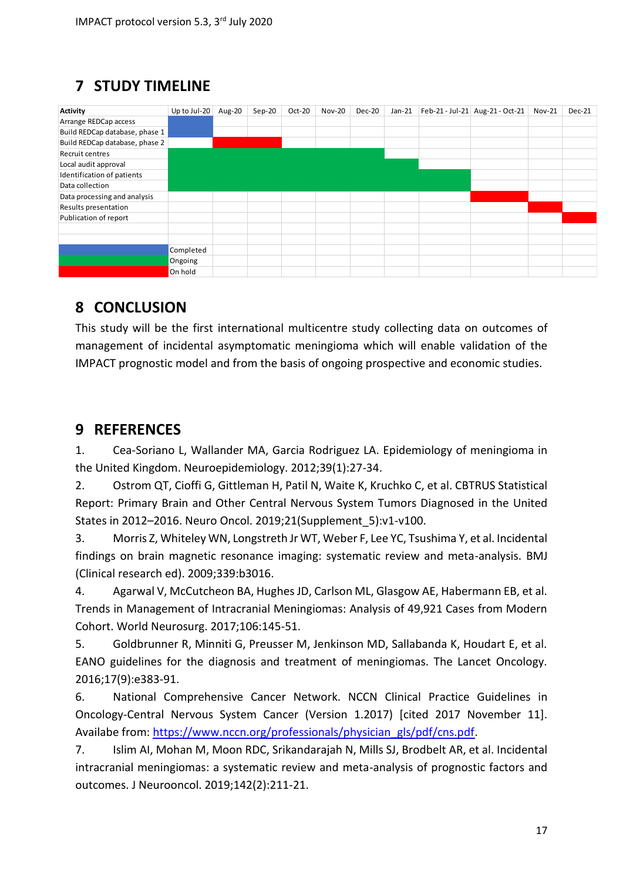# 7 STUDY TIMELINE

| Activity | Up to Jul-20 | Aug-20 | Sep-20 | Oct-20 | Nov-20 | Dec-20 | Jan-21 | Feb-21 - Jul-21 | Aug-21 - Oct-21 | Nov-21 | Dec-21 |
|---|---|---|---|---|---|---|---|---|---|---|---|
| Arrange REDCap access | Completed | | | | | | | | | | |
| Build REDCap database, phase 1 | Completed | | | | | | | | | | |
| Build REDCap database, phase 2 | | On hold | On hold | | | | | | | | |
| Recruit centres | Ongoing | Ongoing | Ongoing | Ongoing | Ongoing | Ongoing | | | | | |
| Local audit approval | Ongoing | Ongoing | Ongoing | Ongoing | Ongoing | Ongoing | Ongoing | | | | |
| Identification of patients | Ongoing | Ongoing | Ongoing | Ongoing | Ongoing | Ongoing | Ongoing | Ongoing | | | |
| Data collection | Ongoing | Ongoing | Ongoing | Ongoing | Ongoing | Ongoing | Ongoing | Ongoing | | | |
| Data processing and analysis | | | | | | | | | On hold | | |
| Results presentation | | | | | | | | | | On hold | |
| Publication of report | | | | | | | | | | | On hold |

Legend: Completed (blue); Ongoing (green); On hold (red)

# 8 CONCLUSION

This study will be the first international multicentre study collecting data on outcomes of management of incidental asymptomatic meningioma which will enable validation of the IMPACT prognostic model and from the basis of ongoing prospective and economic studies.

# 9 REFERENCES

1. Cea-Soriano L, Wallander MA, Garcia Rodriguez LA. Epidemiology of meningioma in the United Kingdom. Neuroepidemiology. 2012;39(1):27-34.
2. Ostrom QT, Cioffi G, Gittleman H, Patil N, Waite K, Kruchko C, et al. CBTRUS Statistical Report: Primary Brain and Other Central Nervous System Tumors Diagnosed in the United States in 2012–2016. Neuro Oncol. 2019;21(Supplement_5):v1-v100.
3. Morris Z, Whiteley WN, Longstreth Jr WT, Weber F, Lee YC, Tsushima Y, et al. Incidental findings on brain magnetic resonance imaging: systematic review and meta-analysis. BMJ (Clinical research ed). 2009;339:b3016.
4. Agarwal V, McCutcheon BA, Hughes JD, Carlson ML, Glasgow AE, Habermann EB, et al. Trends in Management of Intracranial Meningiomas: Analysis of 49,921 Cases from Modern Cohort. World Neurosurg. 2017;106:145-51.
5. Goldbrunner R, Minniti G, Preusser M, Jenkinson MD, Sallabanda K, Houdart E, et al. EANO guidelines for the diagnosis and treatment of meningiomas. The Lancet Oncology. 2016;17(9):e383-91.
6. National Comprehensive Cancer Network. NCCN Clinical Practice Guidelines in Oncology-Central Nervous System Cancer (Version 1.2017) [cited 2017 November 11]. Availabe from: https://www.nccn.org/professionals/physician_gls/pdf/cns.pdf.
7. Islim AI, Mohan M, Moon RDC, Srikandarajah N, Mills SJ, Brodbelt AR, et al. Incidental intracranial meningiomas: a systematic review and meta-analysis of prognostic factors and outcomes. J Neurooncol. 2019;142(2):211-21.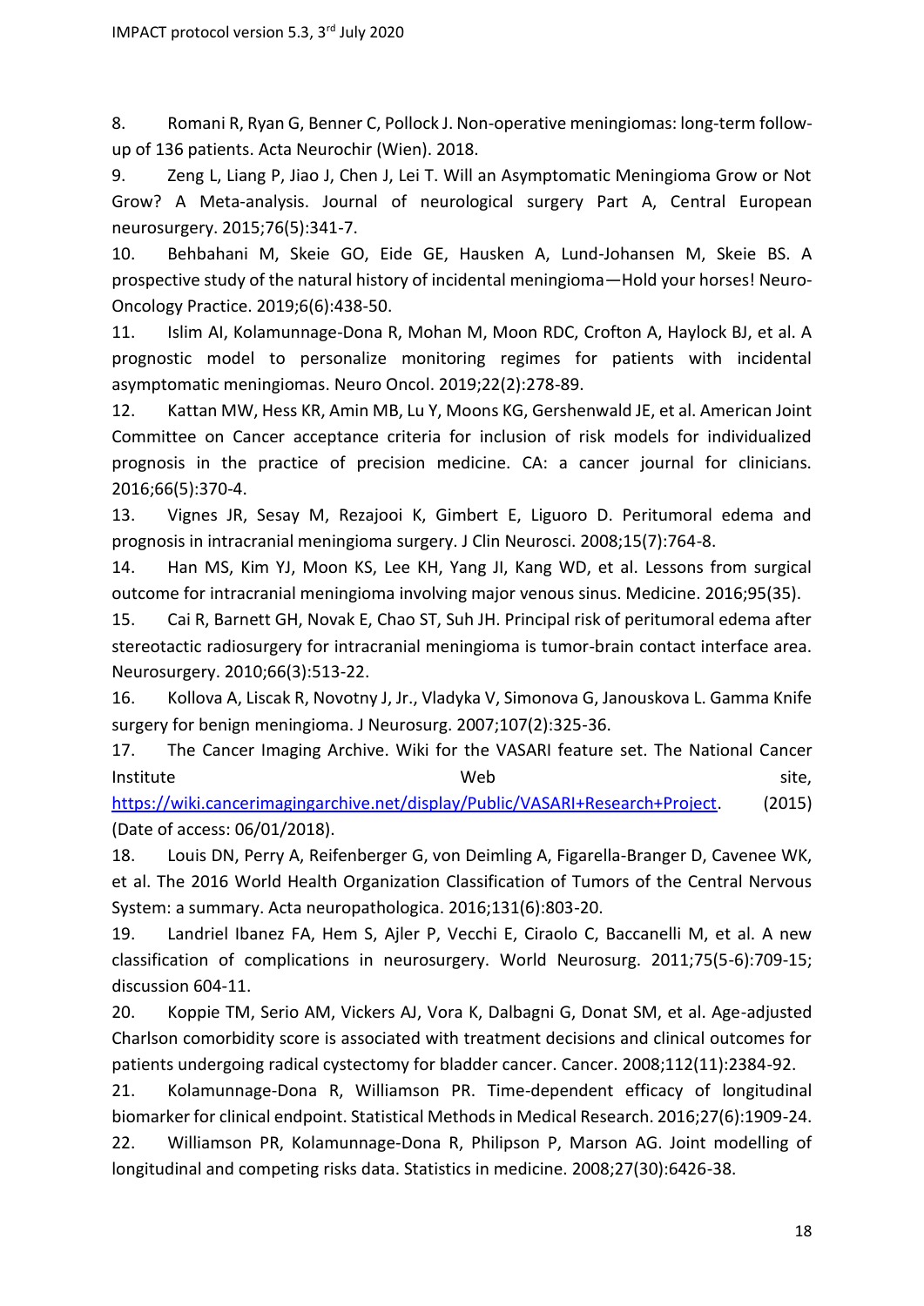8. Romani R, Ryan G, Benner C, Pollock J. Non-operative meningiomas: long-term follow-up of 136 patients. Acta Neurochir (Wien). 2018.

9. Zeng L, Liang P, Jiao J, Chen J, Lei T. Will an Asymptomatic Meningioma Grow or Not Grow? A Meta-analysis. Journal of neurological surgery Part A, Central European neurosurgery. 2015;76(5):341-7.

10. Behbahani M, Skeie GO, Eide GE, Hausken A, Lund-Johansen M, Skeie BS. A prospective study of the natural history of incidental meningioma—Hold your horses! Neuro-Oncology Practice. 2019;6(6):438-50.

11. Islim AI, Kolamunnage-Dona R, Mohan M, Moon RDC, Crofton A, Haylock BJ, et al. A prognostic model to personalize monitoring regimes for patients with incidental asymptomatic meningiomas. Neuro Oncol. 2019;22(2):278-89.

12. Kattan MW, Hess KR, Amin MB, Lu Y, Moons KG, Gershenwald JE, et al. American Joint Committee on Cancer acceptance criteria for inclusion of risk models for individualized prognosis in the practice of precision medicine. CA: a cancer journal for clinicians. 2016;66(5):370-4.

13. Vignes JR, Sesay M, Rezajooi K, Gimbert E, Liguoro D. Peritumoral edema and prognosis in intracranial meningioma surgery. J Clin Neurosci. 2008;15(7):764-8.

14. Han MS, Kim YJ, Moon KS, Lee KH, Yang JI, Kang WD, et al. Lessons from surgical outcome for intracranial meningioma involving major venous sinus. Medicine. 2016;95(35).

15. Cai R, Barnett GH, Novak E, Chao ST, Suh JH. Principal risk of peritumoral edema after stereotactic radiosurgery for intracranial meningioma is tumor-brain contact interface area. Neurosurgery. 2010;66(3):513-22.

16. Kollova A, Liscak R, Novotny J, Jr., Vladyka V, Simonova G, Janouskova L. Gamma Knife surgery for benign meningioma. J Neurosurg. 2007;107(2):325-36.

17. The Cancer Imaging Archive. Wiki for the VASARI feature set. The National Cancer Institute Web site, https://wiki.cancerimagingarchive.net/display/Public/VASARI+Research+Project. (2015) (Date of access: 06/01/2018).

18. Louis DN, Perry A, Reifenberger G, von Deimling A, Figarella-Branger D, Cavenee WK, et al. The 2016 World Health Organization Classification of Tumors of the Central Nervous System: a summary. Acta neuropathologica. 2016;131(6):803-20.

19. Landriel Ibanez FA, Hem S, Ajler P, Vecchi E, Ciraolo C, Baccanelli M, et al. A new classification of complications in neurosurgery. World Neurosurg. 2011;75(5-6):709-15; discussion 604-11.

20. Koppie TM, Serio AM, Vickers AJ, Vora K, Dalbagni G, Donat SM, et al. Age-adjusted Charlson comorbidity score is associated with treatment decisions and clinical outcomes for patients undergoing radical cystectomy for bladder cancer. Cancer. 2008;112(11):2384-92.

21. Kolamunnage-Dona R, Williamson PR. Time-dependent efficacy of longitudinal biomarker for clinical endpoint. Statistical Methods in Medical Research. 2016;27(6):1909-24.

22. Williamson PR, Kolamunnage-Dona R, Philipson P, Marson AG. Joint modelling of longitudinal and competing risks data. Statistics in medicine. 2008;27(30):6426-38.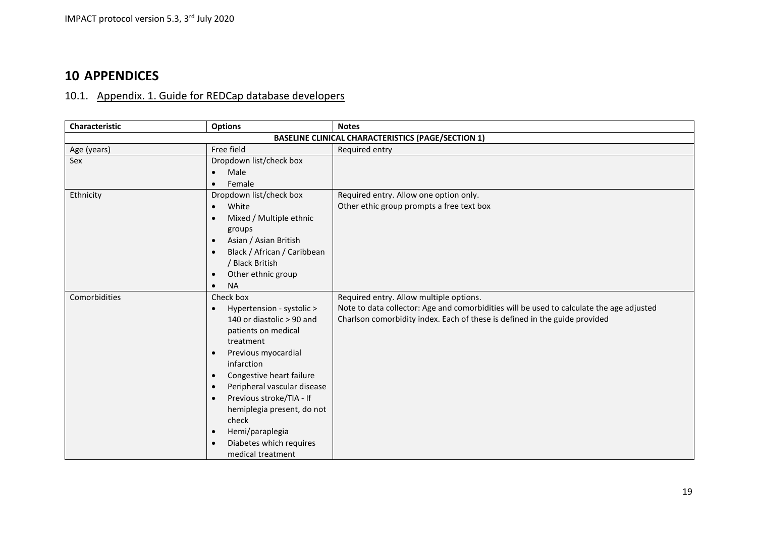# 10 APPENDICES

## 10.1. Appendix. 1. Guide for REDCap database developers

| Characteristic | Options | Notes |
|---|---|---|
| **BASELINE CLINICAL CHARACTERISTICS (PAGE/SECTION 1)** | | |
| Age (years) | Free field | Required entry |
| Sex | Dropdown list/check box<br>• Male<br>• Female | |
| Ethnicity | Dropdown list/check box<br>• White<br>• Mixed / Multiple ethnic groups<br>• Asian / Asian British<br>• Black / African / Caribbean / Black British<br>• Other ethnic group<br>• NA | Required entry. Allow one option only.<br>Other ethic group prompts a free text box |
| Comorbidities | Check box<br>• Hypertension - systolic > 140 or diastolic > 90 and patients on medical treatment<br>• Previous myocardial infarction<br>• Congestive heart failure<br>• Peripheral vascular disease<br>• Previous stroke/TIA - If hemiplegia present, do not check<br>• Hemi/paraplegia<br>• Diabetes which requires medical treatment | Required entry. Allow multiple options.<br>Note to data collector: Age and comorbidities will be used to calculate the age adjusted Charlson comorbidity index. Each of these is defined in the guide provided |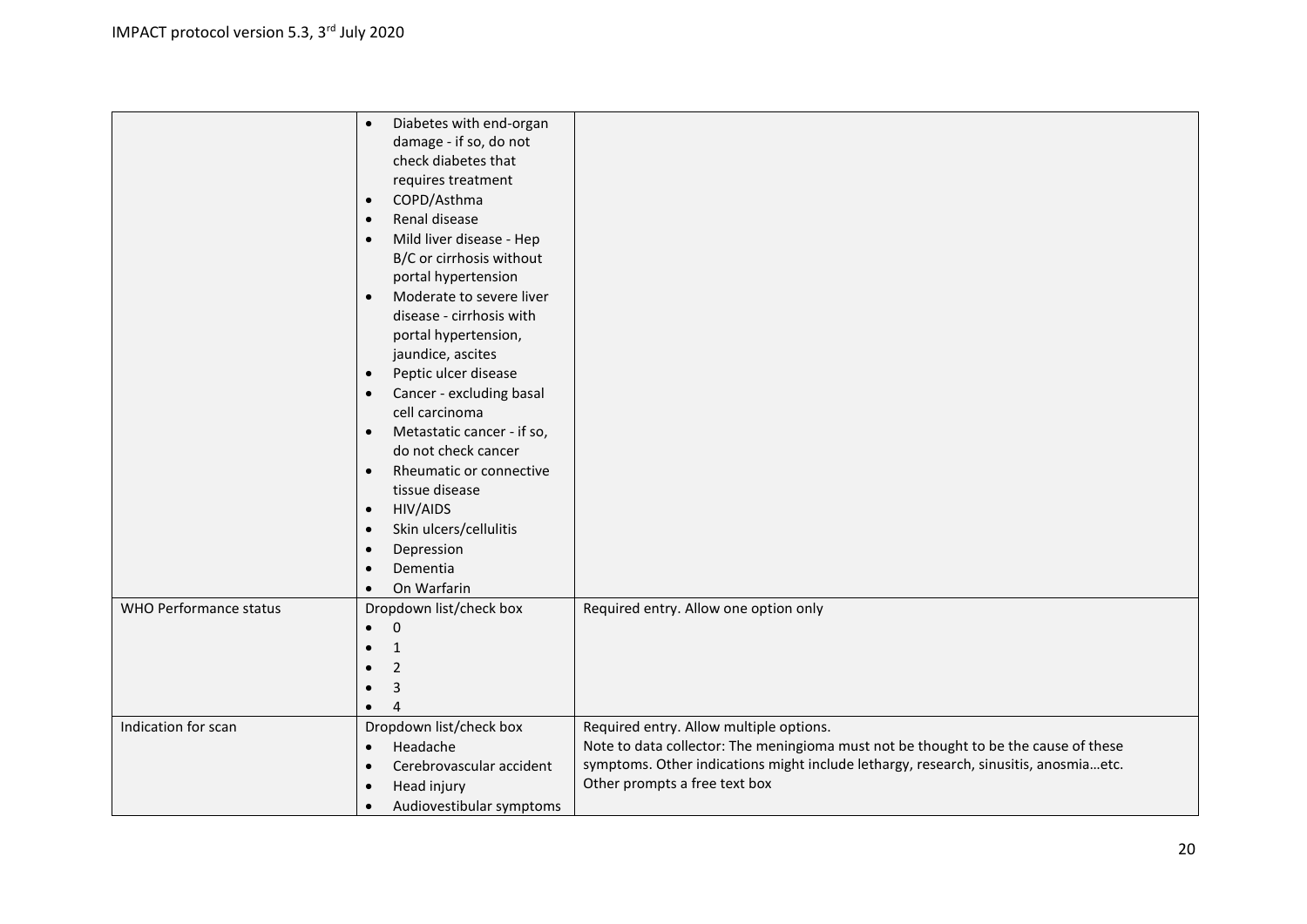| | | |
|---|---|---|
| | • Diabetes with end-organ damage - if so, do not check diabetes that requires treatment<br>• COPD/Asthma<br>• Renal disease<br>• Mild liver disease - Hep B/C or cirrhosis without portal hypertension<br>• Moderate to severe liver disease - cirrhosis with portal hypertension, jaundice, ascites<br>• Peptic ulcer disease<br>• Cancer - excluding basal cell carcinoma<br>• Metastatic cancer - if so, do not check cancer<br>• Rheumatic or connective tissue disease<br>• HIV/AIDS<br>• Skin ulcers/cellulitis<br>• Depression<br>• Dementia<br>• On Warfarin | |
| WHO Performance status | Dropdown list/check box<br>• 0<br>• 1<br>• 2<br>• 3<br>• 4 | Required entry. Allow one option only |
| Indication for scan | Dropdown list/check box<br>• Headache<br>• Cerebrovascular accident<br>• Head injury<br>• Audiovestibular symptoms | Required entry. Allow multiple options.<br>Note to data collector: The meningioma must not be thought to be the cause of these symptoms. Other indications might include lethargy, research, sinusitis, anosmia…etc.<br>Other prompts a free text box |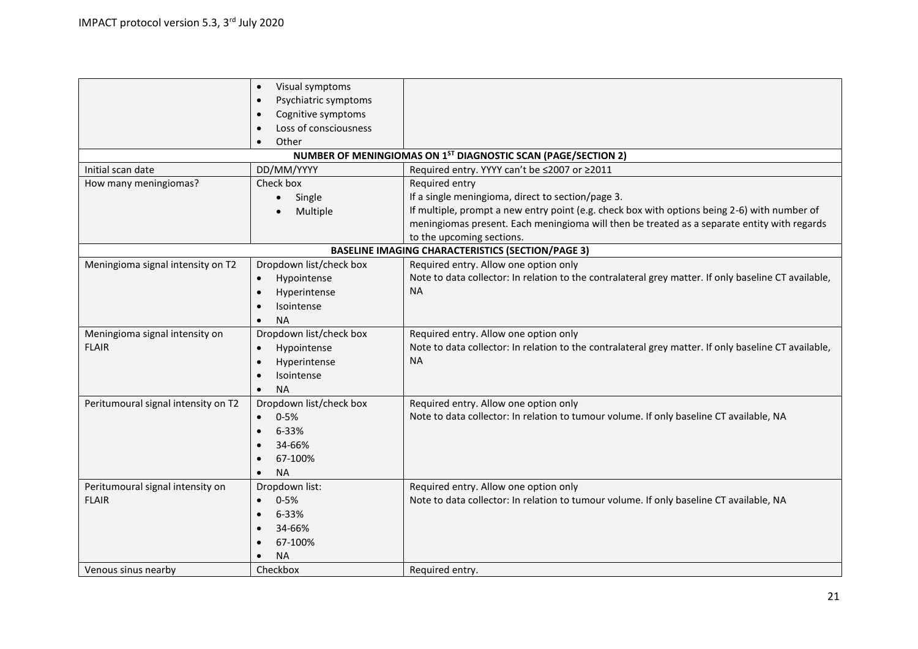| | | |
|---|---|---|
| | • Visual symptoms<br>• Psychiatric symptoms<br>• Cognitive symptoms<br>• Loss of consciousness<br>• Other | |
| **NUMBER OF MENINGIOMAS ON 1ST DIAGNOSTIC SCAN (PAGE/SECTION 2)** | | |
| Initial scan date | DD/MM/YYYY | Required entry. YYYY can't be ≤2007 or ≥2011 |
| How many meningiomas? | Check box<br>• Single<br>• Multiple | Required entry<br>If a single meningioma, direct to section/page 3.<br>If multiple, prompt a new entry point (e.g. check box with options being 2-6) with number of meningiomas present. Each meningioma will then be treated as a separate entity with regards to the upcoming sections. |
| **BASELINE IMAGING CHARACTERISTICS (SECTION/PAGE 3)** | | |
| Meningioma signal intensity on T2 | Dropdown list/check box<br>• Hypointense<br>• Hyperintense<br>• Isointense<br>• NA | Required entry. Allow one option only<br>Note to data collector: In relation to the contralateral grey matter. If only baseline CT available, NA |
| Meningioma signal intensity on FLAIR | Dropdown list/check box<br>• Hypointense<br>• Hyperintense<br>• Isointense<br>• NA | Required entry. Allow one option only<br>Note to data collector: In relation to the contralateral grey matter. If only baseline CT available, NA |
| Peritumoural signal intensity on T2 | Dropdown list/check box<br>• 0-5%<br>• 6-33%<br>• 34-66%<br>• 67-100%<br>• NA | Required entry. Allow one option only<br>Note to data collector: In relation to tumour volume. If only baseline CT available, NA |
| Peritumoural signal intensity on FLAIR | Dropdown list:<br>• 0-5%<br>• 6-33%<br>• 34-66%<br>• 67-100%<br>• NA | Required entry. Allow one option only<br>Note to data collector: In relation to tumour volume. If only baseline CT available, NA |
| Venous sinus nearby | Checkbox | Required entry. |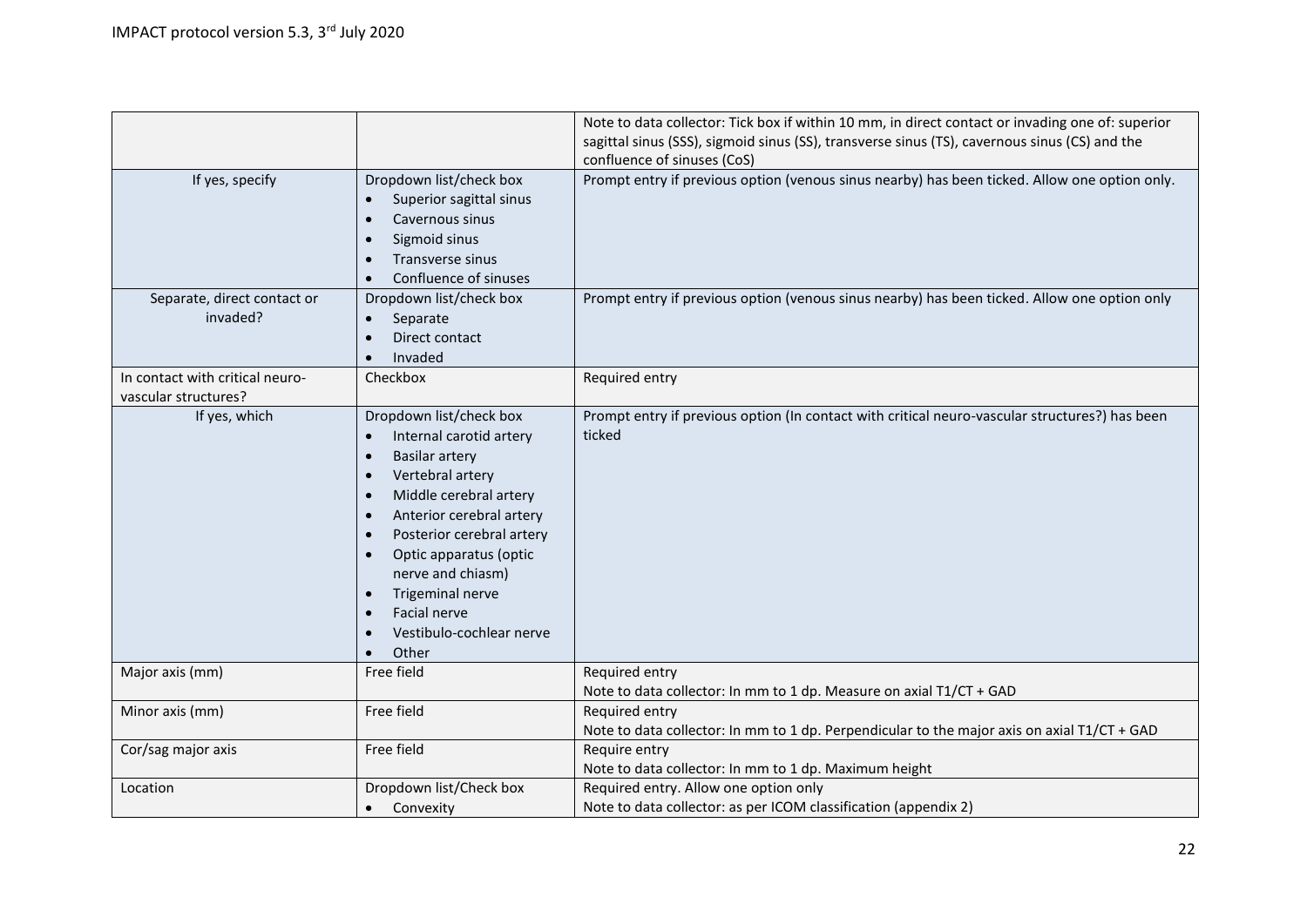| | | |
|---|---|---|
| | | Note to data collector: Tick box if within 10 mm, in direct contact or invading one of: superior sagittal sinus (SSS), sigmoid sinus (SS), transverse sinus (TS), cavernous sinus (CS) and the confluence of sinuses (CoS) |
| If yes, specify | Dropdown list/check box<br>• Superior sagittal sinus<br>• Cavernous sinus<br>• Sigmoid sinus<br>• Transverse sinus<br>• Confluence of sinuses | Prompt entry if previous option (venous sinus nearby) has been ticked. Allow one option only. |
| Separate, direct contact or invaded? | Dropdown list/check box<br>• Separate<br>• Direct contact<br>• Invaded | Prompt entry if previous option (venous sinus nearby) has been ticked. Allow one option only |
| In contact with critical neuro-vascular structures? | Checkbox | Required entry |
| If yes, which | Dropdown list/check box<br>• Internal carotid artery<br>• Basilar artery<br>• Vertebral artery<br>• Middle cerebral artery<br>• Anterior cerebral artery<br>• Posterior cerebral artery<br>• Optic apparatus (optic nerve and chiasm)<br>• Trigeminal nerve<br>• Facial nerve<br>• Vestibulo-cochlear nerve<br>• Other | Prompt entry if previous option (In contact with critical neuro-vascular structures?) has been ticked |
| Major axis (mm) | Free field | Required entry<br>Note to data collector: In mm to 1 dp. Measure on axial T1/CT + GAD |
| Minor axis (mm) | Free field | Required entry<br>Note to data collector: In mm to 1 dp. Perpendicular to the major axis on axial T1/CT + GAD |
| Cor/sag major axis | Free field | Require entry<br>Note to data collector: In mm to 1 dp. Maximum height |
| Location | Dropdown list/Check box<br>• Convexity | Required entry. Allow one option only<br>Note to data collector: as per ICOM classification (appendix 2) |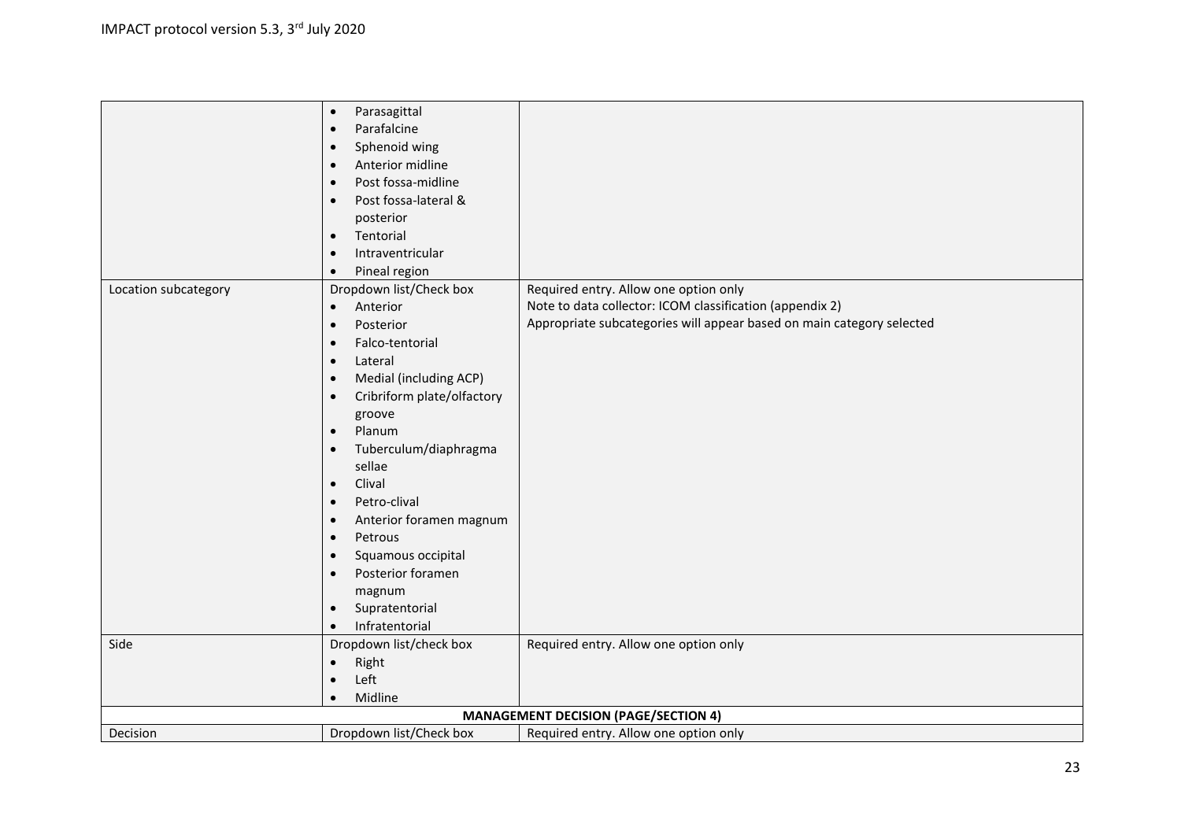| | | |
|---|---|---|
| | • Parasagittal<br>• Parafalcine<br>• Sphenoid wing<br>• Anterior midline<br>• Post fossa-midline<br>• Post fossa-lateral & posterior<br>• Tentorial<br>• Intraventricular<br>• Pineal region | |
| Location subcategory | Dropdown list/Check box<br>• Anterior<br>• Posterior<br>• Falco-tentorial<br>• Lateral<br>• Medial (including ACP)<br>• Cribriform plate/olfactory groove<br>• Planum<br>• Tuberculum/diaphragma sellae<br>• Clival<br>• Petro-clival<br>• Anterior foramen magnum<br>• Petrous<br>• Squamous occipital<br>• Posterior foramen magnum<br>• Supratentorial<br>• Infratentorial | Required entry. Allow one option only<br>Note to data collector: ICOM classification (appendix 2)<br>Appropriate subcategories will appear based on main category selected |
| Side | Dropdown list/check box<br>• Right<br>• Left<br>• Midline | Required entry. Allow one option only |
| **MANAGEMENT DECISION (PAGE/SECTION 4)** | | |
| Decision | Dropdown list/Check box | Required entry. Allow one option only |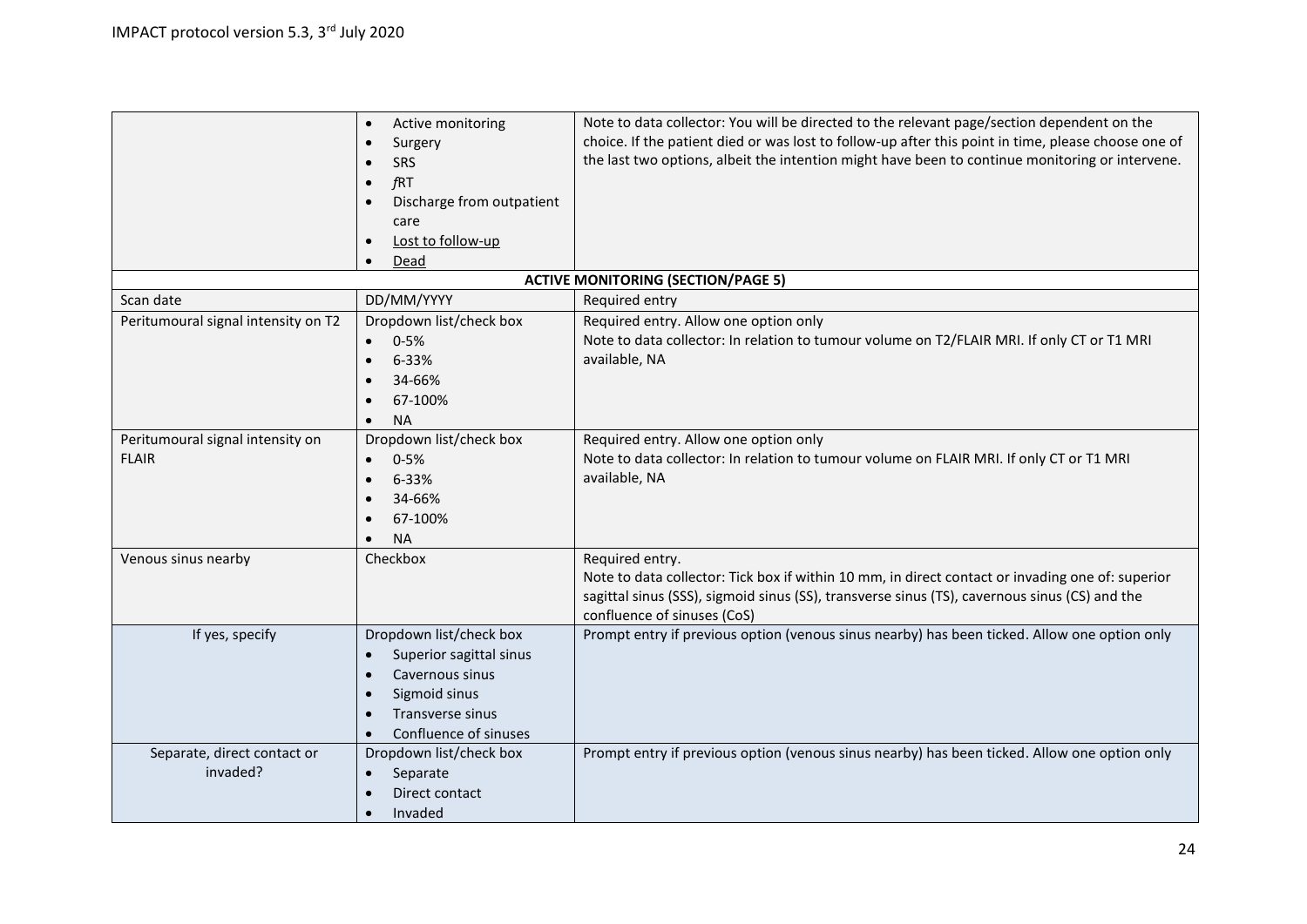| | | |
|---|---|---|
| | • Active monitoring<br>• Surgery<br>• SRS<br>• *f*RT<br>• Discharge from outpatient care<br>• Lost to follow-up<br>• Dead | Note to data collector: You will be directed to the relevant page/section dependent on the choice. If the patient died or was lost to follow-up after this point in time, please choose one of the last two options, albeit the intention might have been to continue monitoring or intervene. |
| | **ACTIVE MONITORING (SECTION/PAGE 5)** | |
| Scan date | DD/MM/YYYY | Required entry |
| Peritumoural signal intensity on T2 | Dropdown list/check box<br>• 0-5%<br>• 6-33%<br>• 34-66%<br>• 67-100%<br>• NA | Required entry. Allow one option only<br>Note to data collector: In relation to tumour volume on T2/FLAIR MRI. If only CT or T1 MRI available, NA |
| Peritumoural signal intensity on FLAIR | Dropdown list/check box<br>• 0-5%<br>• 6-33%<br>• 34-66%<br>• 67-100%<br>• NA | Required entry. Allow one option only<br>Note to data collector: In relation to tumour volume on FLAIR MRI. If only CT or T1 MRI available, NA |
| Venous sinus nearby | Checkbox | Required entry.<br>Note to data collector: Tick box if within 10 mm, in direct contact or invading one of: superior sagittal sinus (SSS), sigmoid sinus (SS), transverse sinus (TS), cavernous sinus (CS) and the confluence of sinuses (CoS) |
| If yes, specify | Dropdown list/check box<br>• Superior sagittal sinus<br>• Cavernous sinus<br>• Sigmoid sinus<br>• Transverse sinus<br>• Confluence of sinuses | Prompt entry if previous option (venous sinus nearby) has been ticked. Allow one option only |
| Separate, direct contact or invaded? | Dropdown list/check box<br>• Separate<br>• Direct contact<br>• Invaded | Prompt entry if previous option (venous sinus nearby) has been ticked. Allow one option only |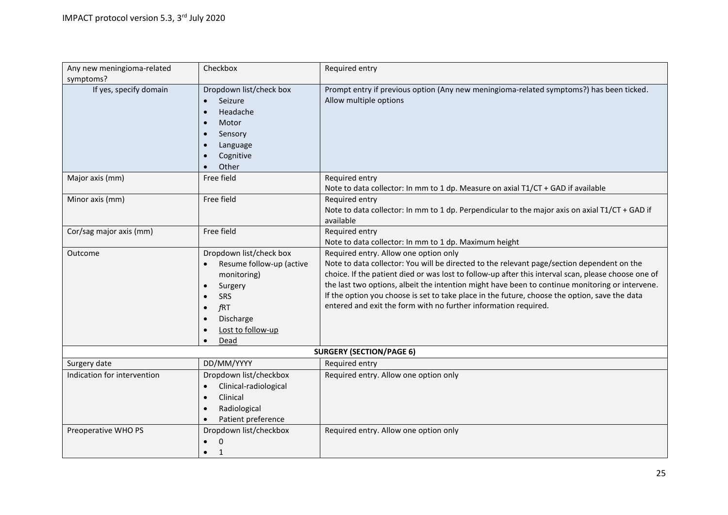| | | |
|---|---|---|
| Any new meningioma-related symptoms? | Checkbox | Required entry |
| If yes, specify domain | Dropdown list/check box<br>• Seizure<br>• Headache<br>• Motor<br>• Sensory<br>• Language<br>• Cognitive<br>• Other | Prompt entry if previous option (Any new meningioma-related symptoms?) has been ticked.<br>Allow multiple options |
| Major axis (mm) | Free field | Required entry<br>Note to data collector: In mm to 1 dp. Measure on axial T1/CT + GAD if available |
| Minor axis (mm) | Free field | Required entry<br>Note to data collector: In mm to 1 dp. Perpendicular to the major axis on axial T1/CT + GAD if available |
| Cor/sag major axis (mm) | Free field | Required entry<br>Note to data collector: In mm to 1 dp. Maximum height |
| Outcome | Dropdown list/check box<br>• Resume follow-up (active monitoring)<br>• Surgery<br>• SRS<br>• *f*RT<br>• Discharge<br>• Lost to follow-up<br>• Dead | Required entry. Allow one option only<br>Note to data collector: You will be directed to the relevant page/section dependent on the choice. If the patient died or was lost to follow-up after this interval scan, please choose one of the last two options, albeit the intention might have been to continue monitoring or intervene. If the option you choose is set to take place in the future, choose the option, save the data entered and exit the form with no further information required. |
| **SURGERY (SECTION/PAGE 6)** | | |
| Surgery date | DD/MM/YYYY | Required entry |
| Indication for intervention | Dropdown list/checkbox<br>• Clinical-radiological<br>• Clinical<br>• Radiological<br>• Patient preference | Required entry. Allow one option only |
| Preoperative WHO PS | Dropdown list/checkbox<br>• 0<br>• 1 | Required entry. Allow one option only |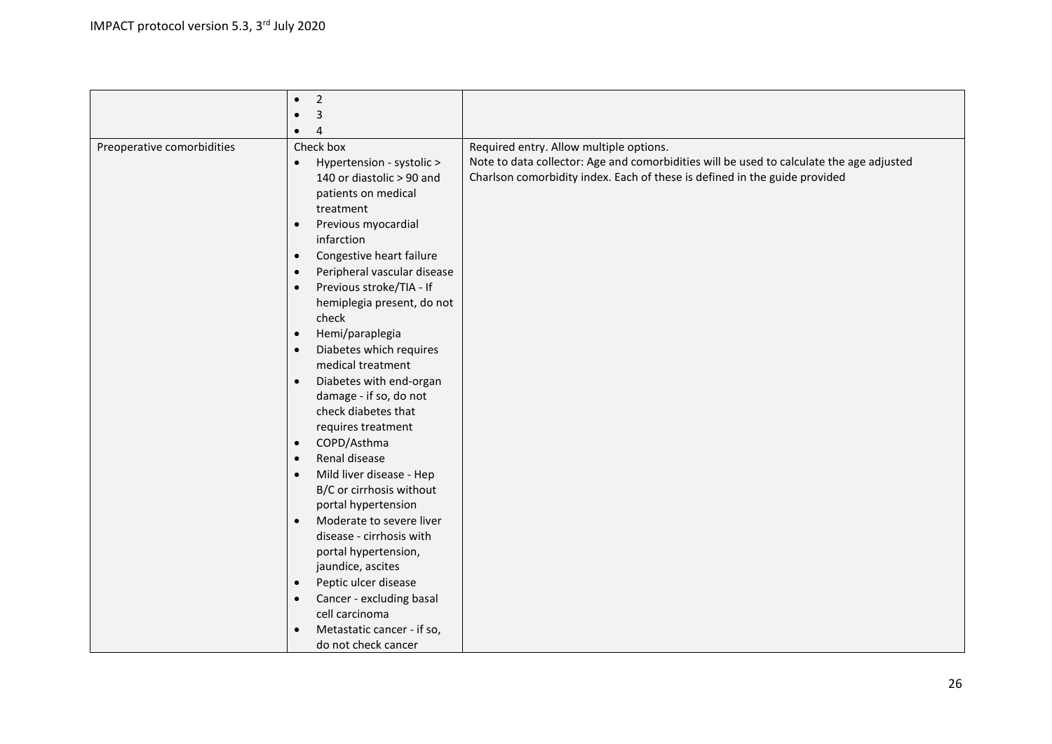| | | |
|---|---|---|
| | • 2<br>• 3<br>• 4 | |
| Preoperative comorbidities | Check box<br>• Hypertension - systolic > 140 or diastolic > 90 and patients on medical treatment<br>• Previous myocardial infarction<br>• Congestive heart failure<br>• Peripheral vascular disease<br>• Previous stroke/TIA - If hemiplegia present, do not check<br>• Hemi/paraplegia<br>• Diabetes which requires medical treatment<br>• Diabetes with end-organ damage - if so, do not check diabetes that requires treatment<br>• COPD/Asthma<br>• Renal disease<br>• Mild liver disease - Hep B/C or cirrhosis without portal hypertension<br>• Moderate to severe liver disease - cirrhosis with portal hypertension, jaundice, ascites<br>• Peptic ulcer disease<br>• Cancer - excluding basal cell carcinoma<br>• Metastatic cancer - if so, do not check cancer | Required entry. Allow multiple options.<br>Note to data collector: Age and comorbidities will be used to calculate the age adjusted Charlson comorbidity index. Each of these is defined in the guide provided |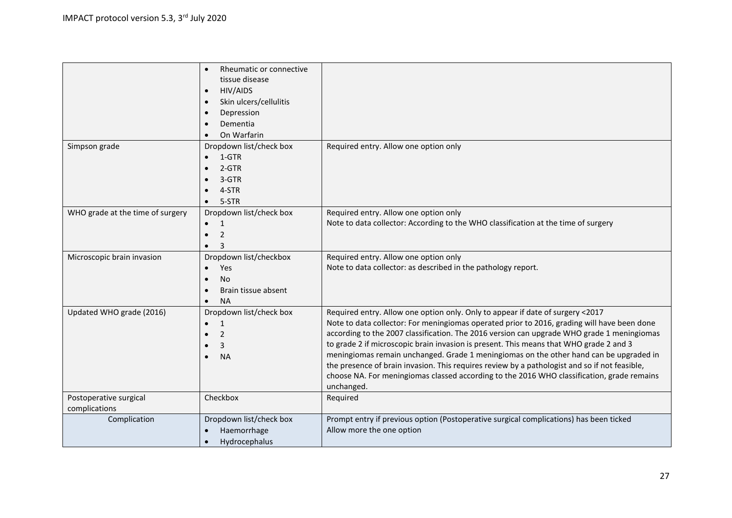| | | |
|---|---|---|
| | • Rheumatic or connective tissue disease<br>• HIV/AIDS<br>• Skin ulcers/cellulitis<br>• Depression<br>• Dementia<br>• On Warfarin | |
| Simpson grade | Dropdown list/check box<br>• 1-GTR<br>• 2-GTR<br>• 3-GTR<br>• 4-STR<br>• 5-STR | Required entry. Allow one option only |
| WHO grade at the time of surgery | Dropdown list/check box<br>• 1<br>• 2<br>• 3 | Required entry. Allow one option only<br>Note to data collector: According to the WHO classification at the time of surgery |
| Microscopic brain invasion | Dropdown list/checkbox<br>• Yes<br>• No<br>• Brain tissue absent<br>• NA | Required entry. Allow one option only<br>Note to data collector: as described in the pathology report. |
| Updated WHO grade (2016) | Dropdown list/check box<br>• 1<br>• 2<br>• 3<br>• NA | Required entry. Allow one option only. Only to appear if date of surgery <2017<br>Note to data collector: For meningiomas operated prior to 2016, grading will have been done according to the 2007 classification. The 2016 version can upgrade WHO grade 1 meningiomas to grade 2 if microscopic brain invasion is present. This means that WHO grade 2 and 3 meningiomas remain unchanged. Grade 1 meningiomas on the other hand can be upgraded in the presence of brain invasion. This requires review by a pathologist and so if not feasible, choose NA. For meningiomas classed according to the 2016 WHO classification, grade remains unchanged. |
| Postoperative surgical complications | Checkbox | Required |
| Complication | Dropdown list/check box<br>• Haemorrhage<br>• Hydrocephalus | Prompt entry if previous option (Postoperative surgical complications) has been ticked<br>Allow more the one option |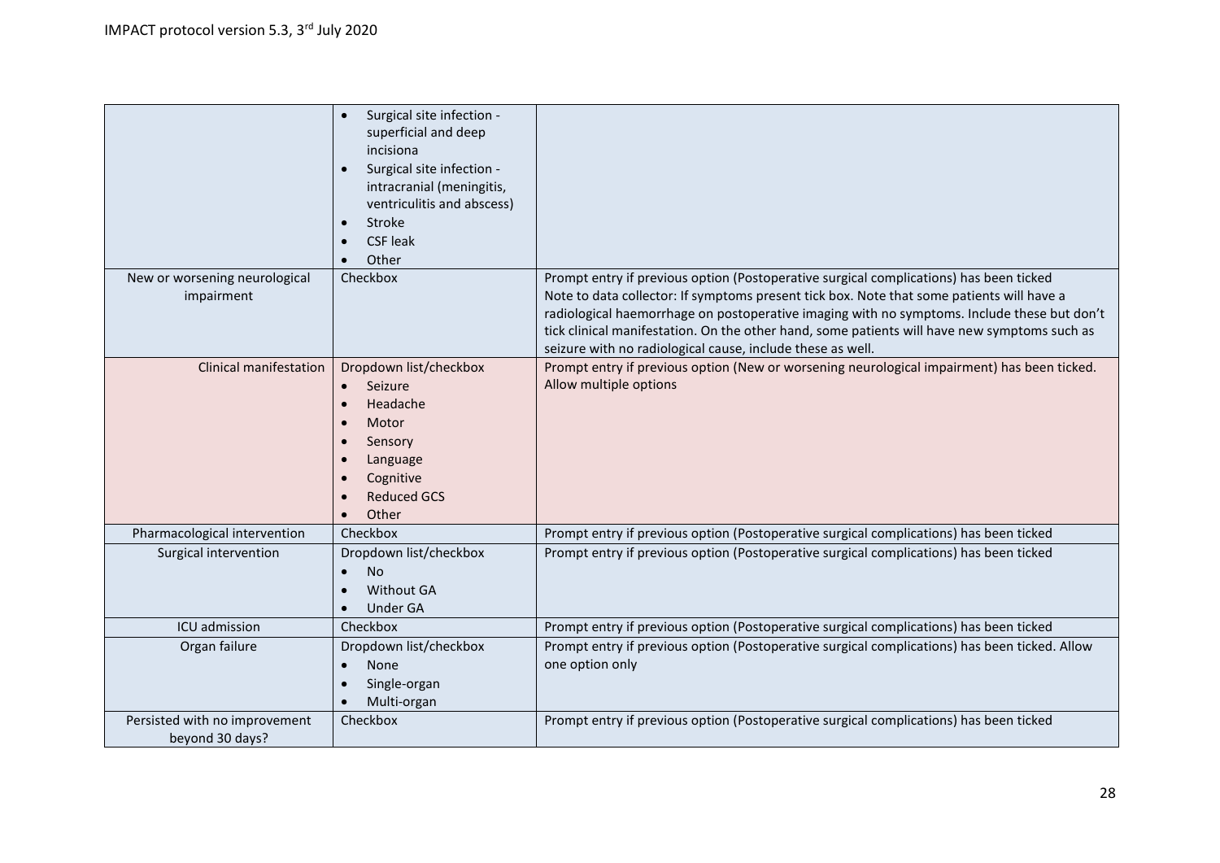| | | |
|---|---|---|
| | • Surgical site infection - superficial and deep incisiona<br>• Surgical site infection - intracranial (meningitis, ventriculitis and abscess)<br>• Stroke<br>• CSF leak<br>• Other | |
| New or worsening neurological impairment | Checkbox | Prompt entry if previous option (Postoperative surgical complications) has been ticked<br>Note to data collector: If symptoms present tick box. Note that some patients will have a radiological haemorrhage on postoperative imaging with no symptoms. Include these but don't tick clinical manifestation. On the other hand, some patients will have new symptoms such as seizure with no radiological cause, include these as well. |
| Clinical manifestation | Dropdown list/checkbox<br>• Seizure<br>• Headache<br>• Motor<br>• Sensory<br>• Language<br>• Cognitive<br>• Reduced GCS<br>• Other | Prompt entry if previous option (New or worsening neurological impairment) has been ticked. Allow multiple options |
| Pharmacological intervention | Checkbox | Prompt entry if previous option (Postoperative surgical complications) has been ticked |
| Surgical intervention | Dropdown list/checkbox<br>• No<br>• Without GA<br>• Under GA | Prompt entry if previous option (Postoperative surgical complications) has been ticked |
| ICU admission | Checkbox | Prompt entry if previous option (Postoperative surgical complications) has been ticked |
| Organ failure | Dropdown list/checkbox<br>• None<br>• Single-organ<br>• Multi-organ | Prompt entry if previous option (Postoperative surgical complications) has been ticked. Allow one option only |
| Persisted with no improvement beyond 30 days? | Checkbox | Prompt entry if previous option (Postoperative surgical complications) has been ticked |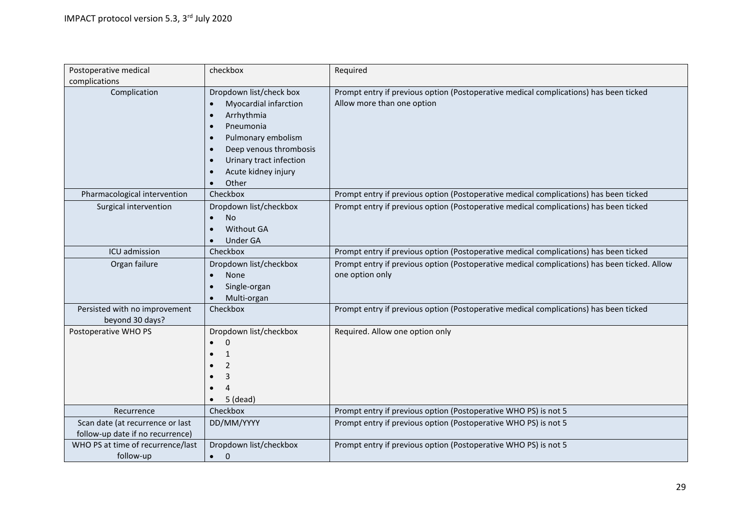| Postoperative medical complications | checkbox | Required |
|---|---|---|
| Complication | Dropdown list/check box<br>• Myocardial infarction<br>• Arrhythmia<br>• Pneumonia<br>• Pulmonary embolism<br>• Deep venous thrombosis<br>• Urinary tract infection<br>• Acute kidney injury<br>• Other | Prompt entry if previous option (Postoperative medical complications) has been ticked<br>Allow more than one option |
| Pharmacological intervention | Checkbox | Prompt entry if previous option (Postoperative medical complications) has been ticked |
| Surgical intervention | Dropdown list/checkbox<br>• No<br>• Without GA<br>• Under GA | Prompt entry if previous option (Postoperative medical complications) has been ticked |
| ICU admission | Checkbox | Prompt entry if previous option (Postoperative medical complications) has been ticked |
| Organ failure | Dropdown list/checkbox<br>• None<br>• Single-organ<br>• Multi-organ | Prompt entry if previous option (Postoperative medical complications) has been ticked. Allow one option only |
| Persisted with no improvement beyond 30 days? | Checkbox | Prompt entry if previous option (Postoperative medical complications) has been ticked |
| Postoperative WHO PS | Dropdown list/checkbox<br>• 0<br>• 1<br>• 2<br>• 3<br>• 4<br>• 5 (dead) | Required. Allow one option only |
| Recurrence | Checkbox | Prompt entry if previous option (Postoperative WHO PS) is not 5 |
| Scan date (at recurrence or last follow-up date if no recurrence) | DD/MM/YYYY | Prompt entry if previous option (Postoperative WHO PS) is not 5 |
| WHO PS at time of recurrence/last follow-up | Dropdown list/checkbox<br>• 0 | Prompt entry if previous option (Postoperative WHO PS) is not 5 |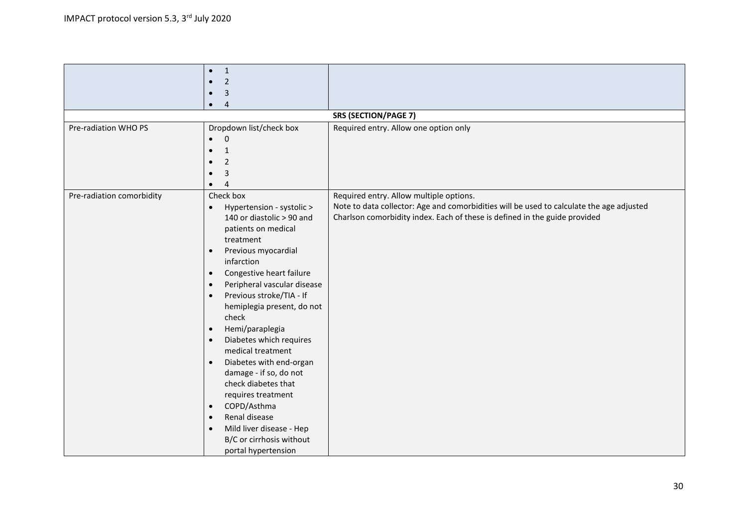| | | |
|---|---|---|
| | • 1<br>• 2<br>• 3<br>• 4 | |
| | | **SRS (SECTION/PAGE 7)** |
| Pre-radiation WHO PS | Dropdown list/check box<br>• 0<br>• 1<br>• 2<br>• 3<br>• 4 | Required entry. Allow one option only |
| Pre-radiation comorbidity | Check box<br>• Hypertension - systolic > 140 or diastolic > 90 and patients on medical treatment<br>• Previous myocardial infarction<br>• Congestive heart failure<br>• Peripheral vascular disease<br>• Previous stroke/TIA - If hemiplegia present, do not check<br>• Hemi/paraplegia<br>• Diabetes which requires medical treatment<br>• Diabetes with end-organ damage - if so, do not check diabetes that requires treatment<br>• COPD/Asthma<br>• Renal disease<br>• Mild liver disease - Hep B/C or cirrhosis without portal hypertension | Required entry. Allow multiple options.<br>Note to data collector: Age and comorbidities will be used to calculate the age adjusted Charlson comorbidity index. Each of these is defined in the guide provided |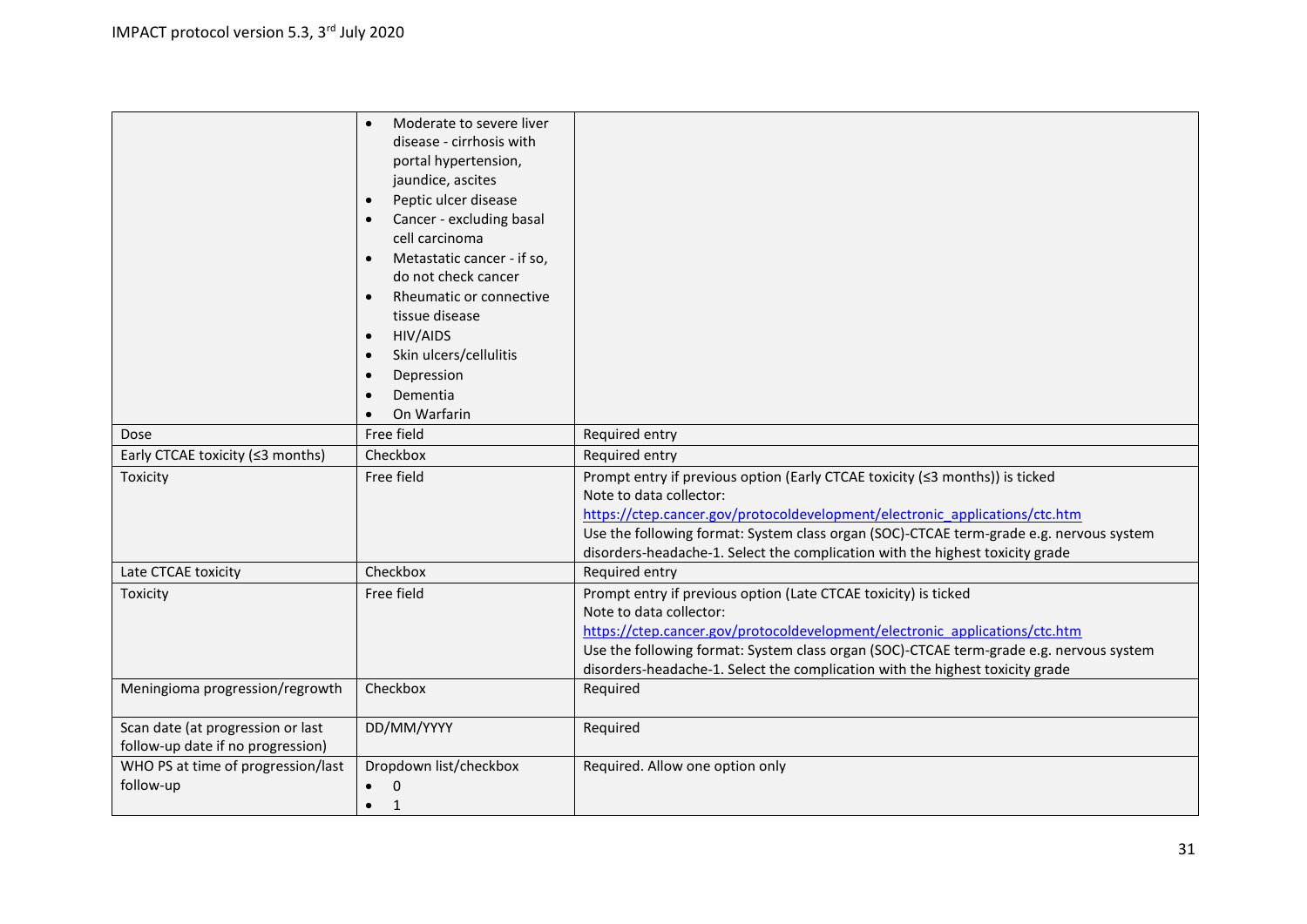| | | |
|---|---|---|
| | • Moderate to severe liver disease - cirrhosis with portal hypertension, jaundice, ascites<br>• Peptic ulcer disease<br>• Cancer - excluding basal cell carcinoma<br>• Metastatic cancer - if so, do not check cancer<br>• Rheumatic or connective tissue disease<br>• HIV/AIDS<br>• Skin ulcers/cellulitis<br>• Depression<br>• Dementia<br>• On Warfarin | |
| Dose | Free field | Required entry |
| Early CTCAE toxicity (≤3 months) | Checkbox | Required entry |
| Toxicity | Free field | Prompt entry if previous option (Early CTCAE toxicity (≤3 months)) is ticked<br>Note to data collector:<br>https://ctep.cancer.gov/protocoldevelopment/electronic_applications/ctc.htm<br>Use the following format: System class organ (SOC)-CTCAE term-grade e.g. nervous system disorders-headache-1. Select the complication with the highest toxicity grade |
| Late CTCAE toxicity | Checkbox | Required entry |
| Toxicity | Free field | Prompt entry if previous option (Late CTCAE toxicity) is ticked<br>Note to data collector:<br>https://ctep.cancer.gov/protocoldevelopment/electronic_applications/ctc.htm<br>Use the following format: System class organ (SOC)-CTCAE term-grade e.g. nervous system disorders-headache-1. Select the complication with the highest toxicity grade |
| Meningioma progression/regrowth | Checkbox | Required |
| Scan date (at progression or last follow-up date if no progression) | DD/MM/YYYY | Required |
| WHO PS at time of progression/last follow-up | Dropdown list/checkbox<br>• 0<br>• 1 | Required. Allow one option only |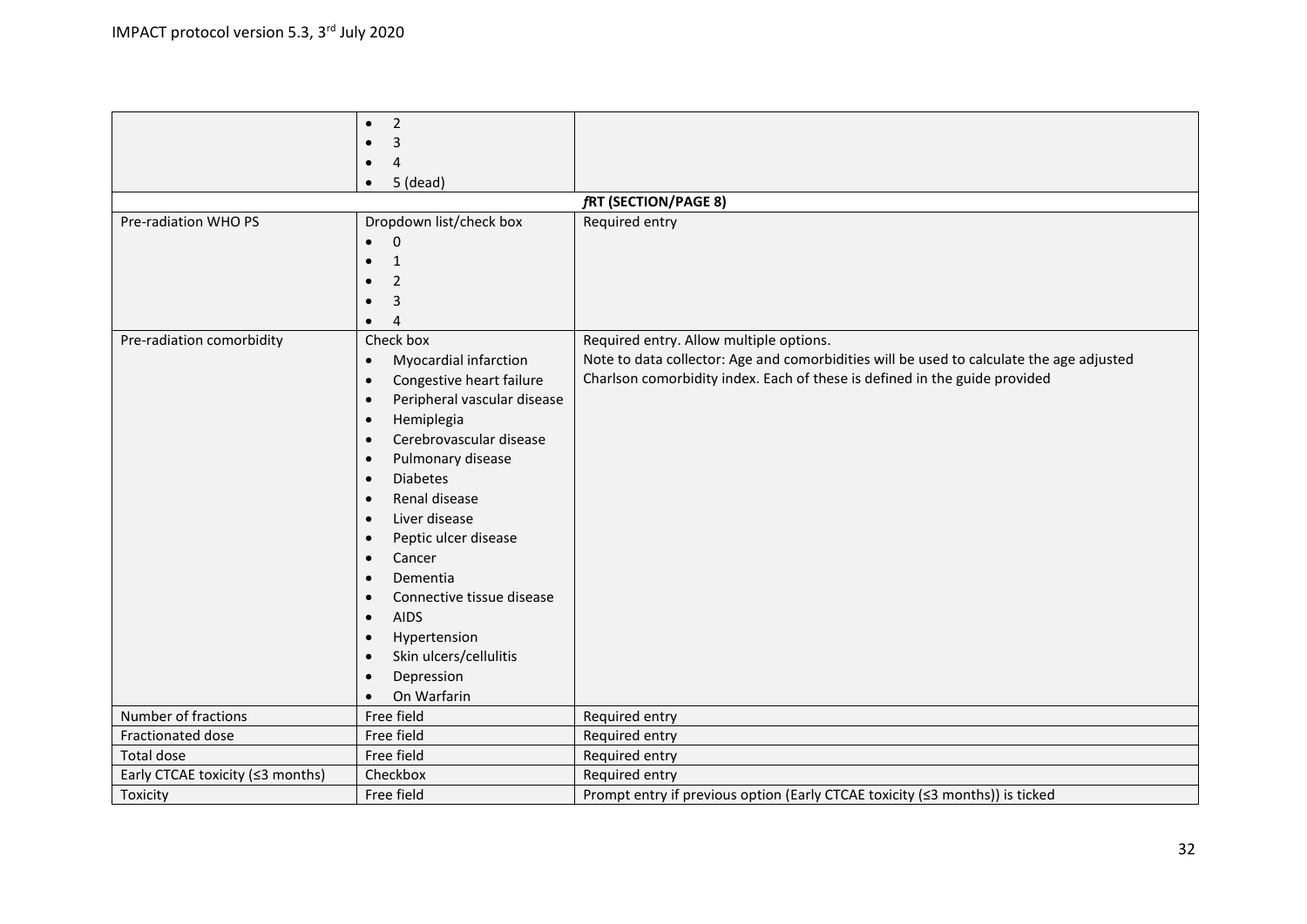| | | |
|---|---|---|
| | • 2<br>• 3<br>• 4<br>• 5 (dead) | |
| ***f*RT (SECTION/PAGE 8)** | | |
| Pre-radiation WHO PS | Dropdown list/check box<br>• 0<br>• 1<br>• 2<br>• 3<br>• 4 | Required entry |
| Pre-radiation comorbidity | Check box<br>• Myocardial infarction<br>• Congestive heart failure<br>• Peripheral vascular disease<br>• Hemiplegia<br>• Cerebrovascular disease<br>• Pulmonary disease<br>• Diabetes<br>• Renal disease<br>• Liver disease<br>• Peptic ulcer disease<br>• Cancer<br>• Dementia<br>• Connective tissue disease<br>• AIDS<br>• Hypertension<br>• Skin ulcers/cellulitis<br>• Depression<br>• On Warfarin | Required entry. Allow multiple options.<br>Note to data collector: Age and comorbidities will be used to calculate the age adjusted Charlson comorbidity index. Each of these is defined in the guide provided |
| Number of fractions | Free field | Required entry |
| Fractionated dose | Free field | Required entry |
| Total dose | Free field | Required entry |
| Early CTCAE toxicity (≤3 months) | Checkbox | Required entry |
| Toxicity | Free field | Prompt entry if previous option (Early CTCAE toxicity (≤3 months)) is ticked |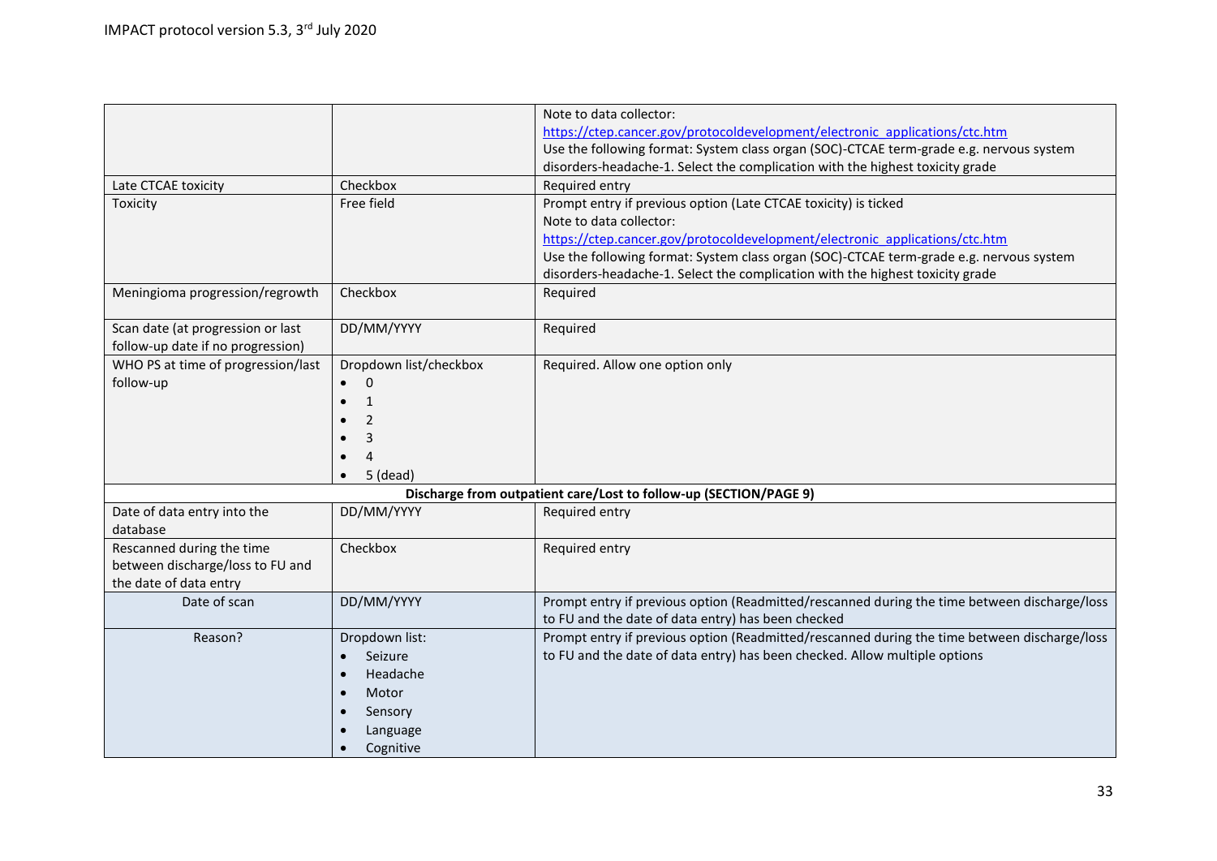| | | Note to data collector:<br>https://ctep.cancer.gov/protocoldevelopment/electronic_applications/ctc.htm<br>Use the following format: System class organ (SOC)-CTCAE term-grade e.g. nervous system disorders-headache-1. Select the complication with the highest toxicity grade |
|---|---|---|
| Late CTCAE toxicity | Checkbox | Required entry |
| Toxicity | Free field | Prompt entry if previous option (Late CTCAE toxicity) is ticked<br>Note to data collector:<br>https://ctep.cancer.gov/protocoldevelopment/electronic_applications/ctc.htm<br>Use the following format: System class organ (SOC)-CTCAE term-grade e.g. nervous system disorders-headache-1. Select the complication with the highest toxicity grade |
| Meningioma progression/regrowth | Checkbox | Required |
| Scan date (at progression or last follow-up date if no progression) | DD/MM/YYYY | Required |
| WHO PS at time of progression/last follow-up | Dropdown list/checkbox<br>• 0<br>• 1<br>• 2<br>• 3<br>• 4<br>• 5 (dead) | Required. Allow one option only |
| **Discharge from outpatient care/Lost to follow-up (SECTION/PAGE 9)** | | |
| Date of data entry into the database | DD/MM/YYYY | Required entry |
| Rescanned during the time between discharge/loss to FU and the date of data entry | Checkbox | Required entry |
| Date of scan | DD/MM/YYYY | Prompt entry if previous option (Readmitted/rescanned during the time between discharge/loss to FU and the date of data entry) has been checked |
| Reason? | Dropdown list:<br>• Seizure<br>• Headache<br>• Motor<br>• Sensory<br>• Language<br>• Cognitive | Prompt entry if previous option (Readmitted/rescanned during the time between discharge/loss to FU and the date of data entry) has been checked. Allow multiple options |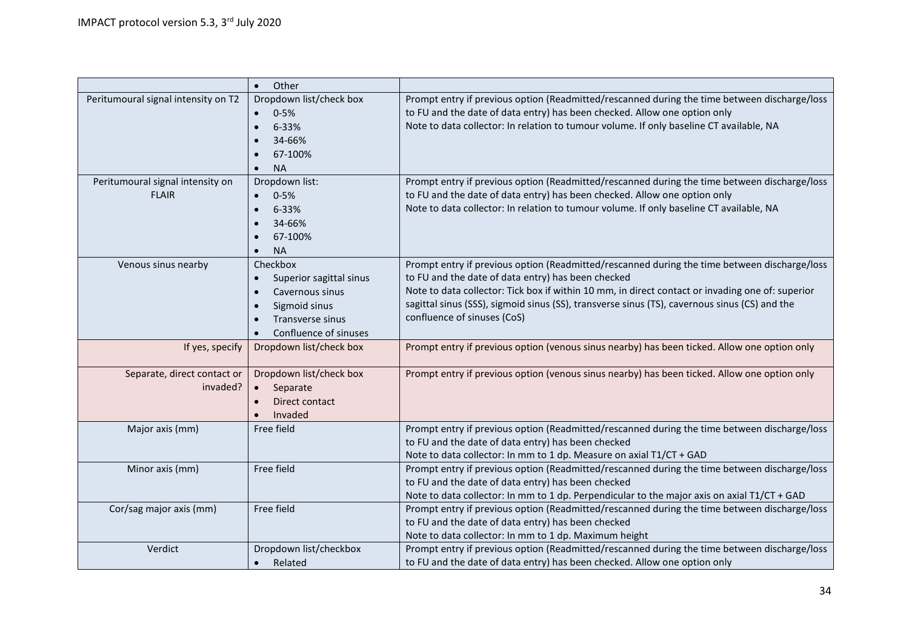| | | |
|---|---|---|
| | • Other | |
| Peritumoural signal intensity on T2 | Dropdown list/check box<br>• 0-5%<br>• 6-33%<br>• 34-66%<br>• 67-100%<br>• NA | Prompt entry if previous option (Readmitted/rescanned during the time between discharge/loss to FU and the date of data entry) has been checked. Allow one option only<br>Note to data collector: In relation to tumour volume. If only baseline CT available, NA |
| Peritumoural signal intensity on FLAIR | Dropdown list:<br>• 0-5%<br>• 6-33%<br>• 34-66%<br>• 67-100%<br>• NA | Prompt entry if previous option (Readmitted/rescanned during the time between discharge/loss to FU and the date of data entry) has been checked. Allow one option only<br>Note to data collector: In relation to tumour volume. If only baseline CT available, NA |
| Venous sinus nearby | Checkbox<br>• Superior sagittal sinus<br>• Cavernous sinus<br>• Sigmoid sinus<br>• Transverse sinus<br>• Confluence of sinuses | Prompt entry if previous option (Readmitted/rescanned during the time between discharge/loss to FU and the date of data entry) has been checked<br>Note to data collector: Tick box if within 10 mm, in direct contact or invading one of: superior sagittal sinus (SSS), sigmoid sinus (SS), transverse sinus (TS), cavernous sinus (CS) and the confluence of sinuses (CoS) |
| If yes, specify | Dropdown list/check box | Prompt entry if previous option (venous sinus nearby) has been ticked. Allow one option only |
| Separate, direct contact or invaded? | Dropdown list/check box<br>• Separate<br>• Direct contact<br>• Invaded | Prompt entry if previous option (venous sinus nearby) has been ticked. Allow one option only |
| Major axis (mm) | Free field | Prompt entry if previous option (Readmitted/rescanned during the time between discharge/loss to FU and the date of data entry) has been checked<br>Note to data collector: In mm to 1 dp. Measure on axial T1/CT + GAD |
| Minor axis (mm) | Free field | Prompt entry if previous option (Readmitted/rescanned during the time between discharge/loss to FU and the date of data entry) has been checked<br>Note to data collector: In mm to 1 dp. Perpendicular to the major axis on axial T1/CT + GAD |
| Cor/sag major axis (mm) | Free field | Prompt entry if previous option (Readmitted/rescanned during the time between discharge/loss to FU and the date of data entry) has been checked<br>Note to data collector: In mm to 1 dp. Maximum height |
| Verdict | Dropdown list/checkbox<br>• Related | Prompt entry if previous option (Readmitted/rescanned during the time between discharge/loss to FU and the date of data entry) has been checked. Allow one option only |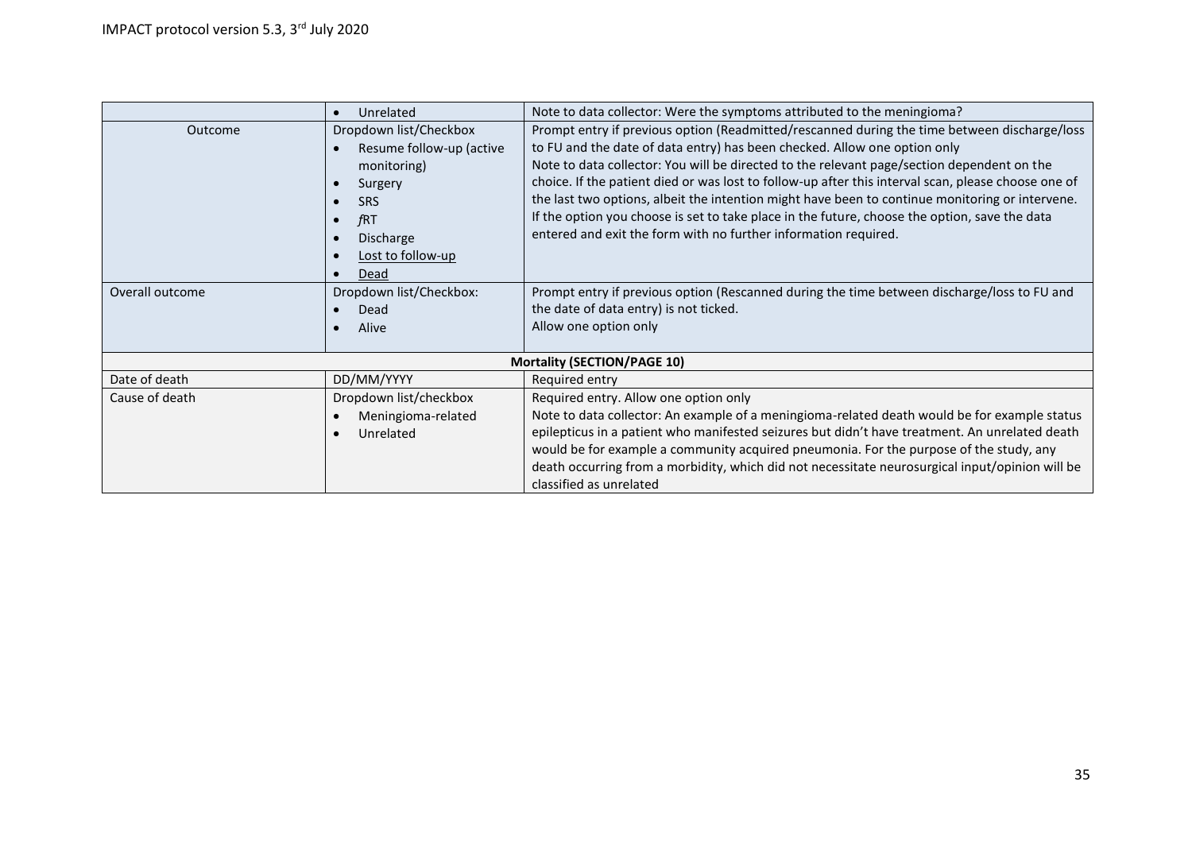| | | |
|---|---|---|
| | • Unrelated | Note to data collector: Were the symptoms attributed to the meningioma? |
| Outcome | Dropdown list/Checkbox<br>• Resume follow-up (active monitoring)<br>• Surgery<br>• SRS<br>• *f*RT<br>• Discharge<br>• Lost to follow-up<br>• Dead | Prompt entry if previous option (Readmitted/rescanned during the time between discharge/loss to FU and the date of data entry) has been checked. Allow one option only<br>Note to data collector: You will be directed to the relevant page/section dependent on the choice. If the patient died or was lost to follow-up after this interval scan, please choose one of the last two options, albeit the intention might have been to continue monitoring or intervene. If the option you choose is set to take place in the future, choose the option, save the data entered and exit the form with no further information required. |
| Overall outcome | Dropdown list/Checkbox:<br>• Dead<br>• Alive | Prompt entry if previous option (Rescanned during the time between discharge/loss to FU and the date of data entry) is not ticked.<br>Allow one option only |
| **Mortality (SECTION/PAGE 10)** | | |
| Date of death | DD/MM/YYYY | Required entry |
| Cause of death | Dropdown list/checkbox<br>• Meningioma-related<br>• Unrelated | Required entry. Allow one option only<br>Note to data collector: An example of a meningioma-related death would be for example status epilepticus in a patient who manifested seizures but didn't have treatment. An unrelated death would be for example a community acquired pneumonia. For the purpose of the study, any death occurring from a morbidity, which did not necessitate neurosurgical input/opinion will be classified as unrelated |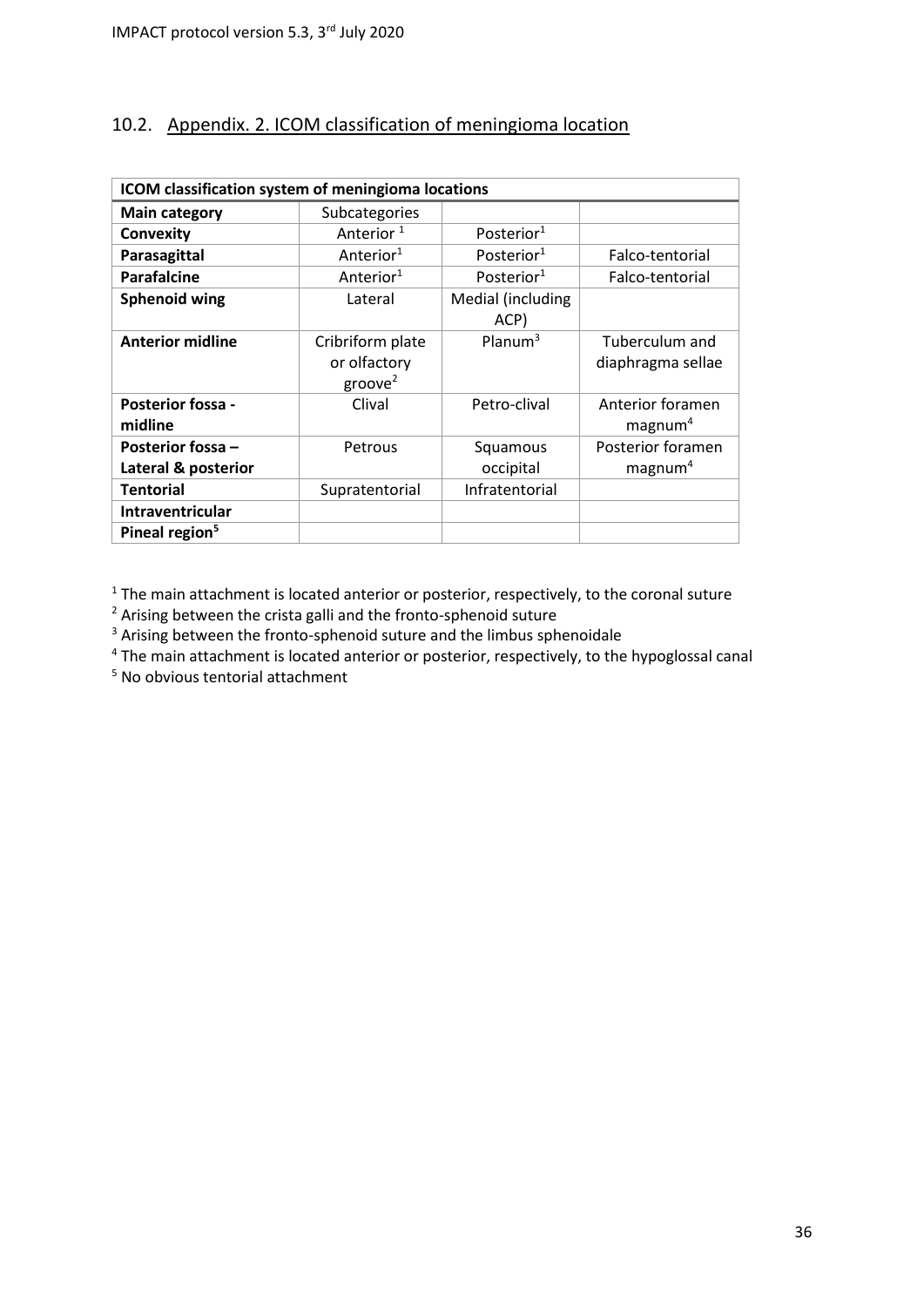## 10.2. Appendix. 2. ICOM classification of meningioma location

| ICOM classification system of meningioma locations | | | |
|---|---|---|---|
| **Main category** | Subcategories | | |
| **Convexity** | Anterior [1] | Posterior[1] | |
| **Parasagittal** | Anterior[1] | Posterior[1] | Falco-tentorial |
| **Parafalcine** | Anterior[1] | Posterior[1] | Falco-tentorial |
| **Sphenoid wing** | Lateral | Medial (including ACP) | |
| **Anterior midline** | Cribriform plate or olfactory groove[2] | Planum[3] | Tuberculum and diaphragma sellae |
| **Posterior fossa - midline** | Clival | Petro-clival | Anterior foramen magnum[4] |
| **Posterior fossa – Lateral & posterior** | Petrous | Squamous occipital | Posterior foramen magnum[4] |
| **Tentorial** | Supratentorial | Infratentorial | |
| **Intraventricular** | | | |
| **Pineal region[5]** | | | |

[1] The main attachment is located anterior or posterior, respectively, to the coronal suture

[2] Arising between the crista galli and the fronto-sphenoid suture

[3] Arising between the fronto-sphenoid suture and the limbus sphenoidale

[4] The main attachment is located anterior or posterior, respectively, to the hypoglossal canal

[5] No obvious tentorial attachment